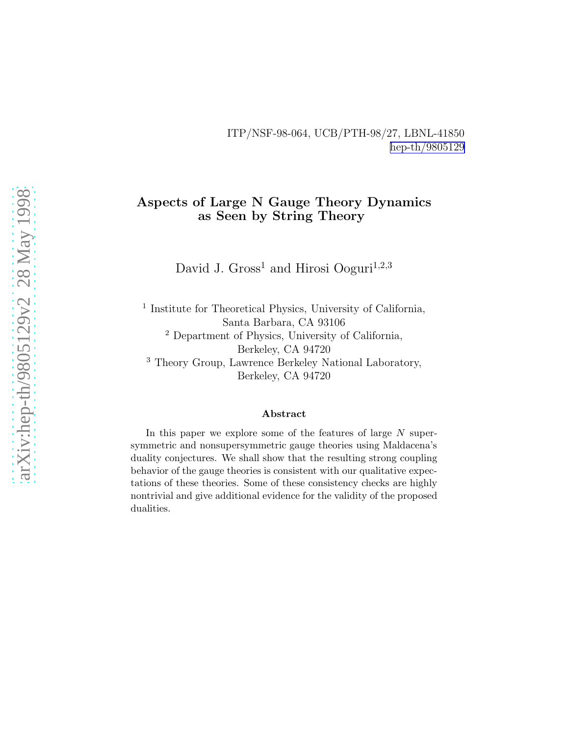ITP/NSF-98-064, UCB/PTH-98/27, LBNL-41850
hep-th/9805129

# Aspects of Large N Gauge Theory Dynamics as Seen by String Theory

David J. Gross[1] and Hirosi Ooguri[1,2,3]

[1] Institute for Theoretical Physics, University of California, Santa Barbara, CA 93106

[2] Department of Physics, University of California, Berkeley, CA 94720

[3] Theory Group, Lawrence Berkeley National Laboratory, Berkeley, CA 94720

### Abstract

In this paper we explore some of the features of large $N$ supersymmetric and nonsupersymmetric gauge theories using Maldacena's duality conjectures. We shall show that the resulting strong coupling behavior of the gauge theories is consistent with our qualitative expectations of these theories. Some of these consistency checks are highly nontrivial and give additional evidence for the validity of the proposed dualities.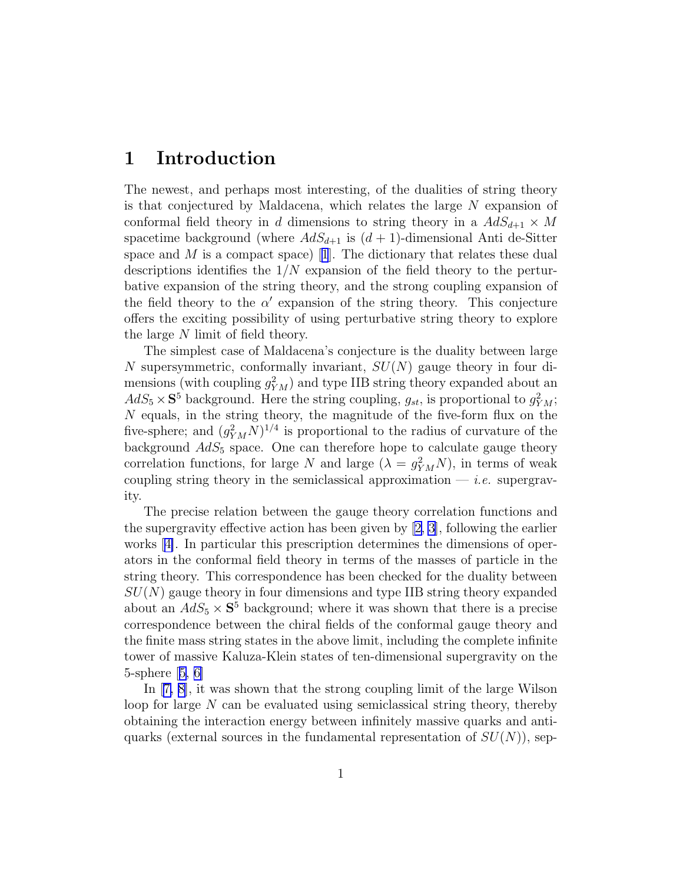# 1 Introduction

The newest, and perhaps most interesting, of the dualities of string theory is that conjectured by Maldacena, which relates the large $N$ expansion of conformal field theory in $d$ dimensions to string theory in a $AdS_{d+1} \times M$ spacetime background (where $AdS_{d+1}$ is $(d+1)$-dimensional Anti de-Sitter space and $M$ is a compact space) [1]. The dictionary that relates these dual descriptions identifies the $1/N$ expansion of the field theory to the perturbative expansion of the string theory, and the strong coupling expansion of the field theory to the $\alpha'$ expansion of the string theory. This conjecture offers the exciting possibility of using perturbative string theory to explore the large $N$ limit of field theory.

The simplest case of Maldacena's conjecture is the duality between large $N$ supersymmetric, conformally invariant, $SU(N)$ gauge theory in four dimensions (with coupling $g_{YM}^2$) and type IIB string theory expanded about an $AdS_5 \times \mathbf{S}^5$ background. Here the string coupling, $g_{st}$, is proportional to $g_{YM}^2$; $N$ equals, in the string theory, the magnitude of the five-form flux on the five-sphere; and $(g_{YM}^2 N)^{1/4}$ is proportional to the radius of curvature of the background $AdS_5$ space. One can therefore hope to calculate gauge theory correlation functions, for large $N$ and large $(\lambda = g_{YM}^2 N)$, in terms of weak coupling string theory in the semiclassical approximation — *i.e.* supergravity.

The precise relation between the gauge theory correlation functions and the supergravity effective action has been given by [2, 3], following the earlier works [4]. In particular this prescription determines the dimensions of operators in the conformal field theory in terms of the masses of particle in the string theory. This correspondence has been checked for the duality between $SU(N)$ gauge theory in four dimensions and type IIB string theory expanded about an $AdS_5 \times \mathbf{S}^5$ background; where it was shown that there is a precise correspondence between the chiral fields of the conformal gauge theory and the finite mass string states in the above limit, including the complete infinite tower of massive Kaluza-Klein states of ten-dimensional supergravity on the 5-sphere [5, 6]

In [7, 8], it was shown that the strong coupling limit of the large Wilson loop for large $N$ can be evaluated using semiclassical string theory, thereby obtaining the interaction energy between infinitely massive quarks and anti-quarks (external sources in the fundamental representation of $SU(N)$), sep-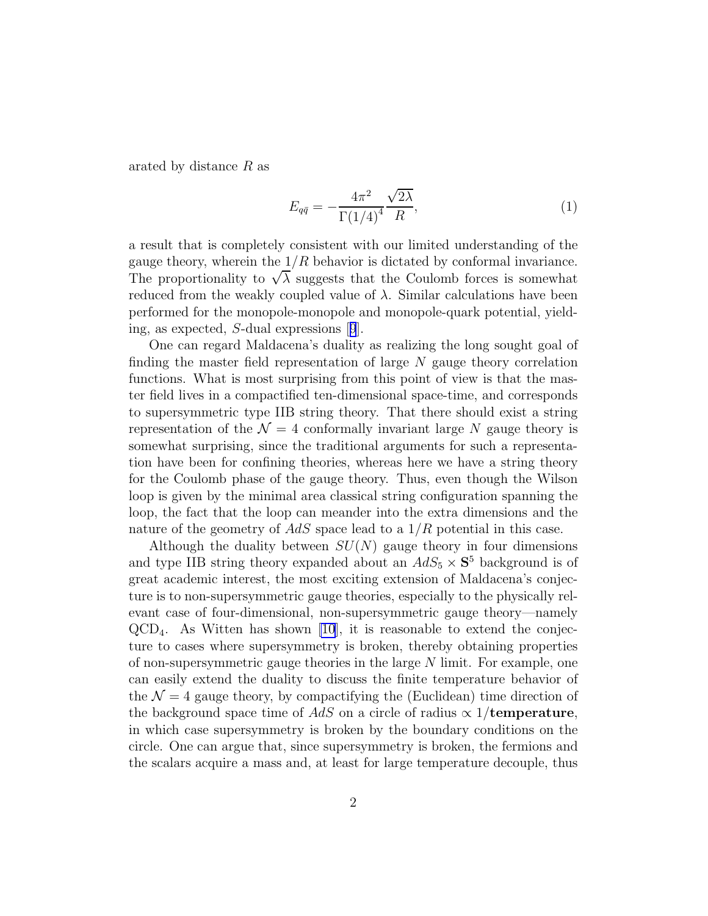arated by distance $R$ as

$$E_{q\bar{q}} = -\frac{4\pi^2}{\Gamma(1/4)^4}\frac{\sqrt{2\lambda}}{R}, \tag{1}$$

a result that is completely consistent with our limited understanding of the gauge theory, wherein the $1/R$ behavior is dictated by conformal invariance. The proportionality to $\sqrt{\lambda}$ suggests that the Coulomb forces is somewhat reduced from the weakly coupled value of $\lambda$. Similar calculations have been performed for the monopole-monopole and monopole-quark potential, yielding, as expected, $S$-dual expressions [9].

One can regard Maldacena's duality as realizing the long sought goal of finding the master field representation of large $N$ gauge theory correlation functions. What is most surprising from this point of view is that the master field lives in a compactified ten-dimensional space-time, and corresponds to supersymmetric type IIB string theory. That there should exist a string representation of the $\mathcal{N} = 4$ conformally invariant large $N$ gauge theory is somewhat surprising, since the traditional arguments for such a representation have been for confining theories, whereas here we have a string theory for the Coulomb phase of the gauge theory. Thus, even though the Wilson loop is given by the minimal area classical string configuration spanning the loop, the fact that the loop can meander into the extra dimensions and the nature of the geometry of $AdS$ space lead to a $1/R$ potential in this case.

Although the duality between $SU(N)$ gauge theory in four dimensions and type IIB string theory expanded about an $AdS_5 \times \mathbf{S}^5$ background is of great academic interest, the most exciting extension of Maldacena's conjecture is to non-supersymmetric gauge theories, especially to the physically relevant case of four-dimensional, non-supersymmetric gauge theory—namely $\mathrm{QCD}_4$. As Witten has shown [10], it is reasonable to extend the conjecture to cases where supersymmetry is broken, thereby obtaining properties of non-supersymmetric gauge theories in the large $N$ limit. For example, one can easily extend the duality to discuss the finite temperature behavior of the $\mathcal{N} = 4$ gauge theory, by compactifying the (Euclidean) time direction of the background space time of $AdS$ on a circle of radius $\propto 1/$**temperature**, in which case supersymmetry is broken by the boundary conditions on the circle. One can argue that, since supersymmetry is broken, the fermions and the scalars acquire a mass and, at least for large temperature decouple, thus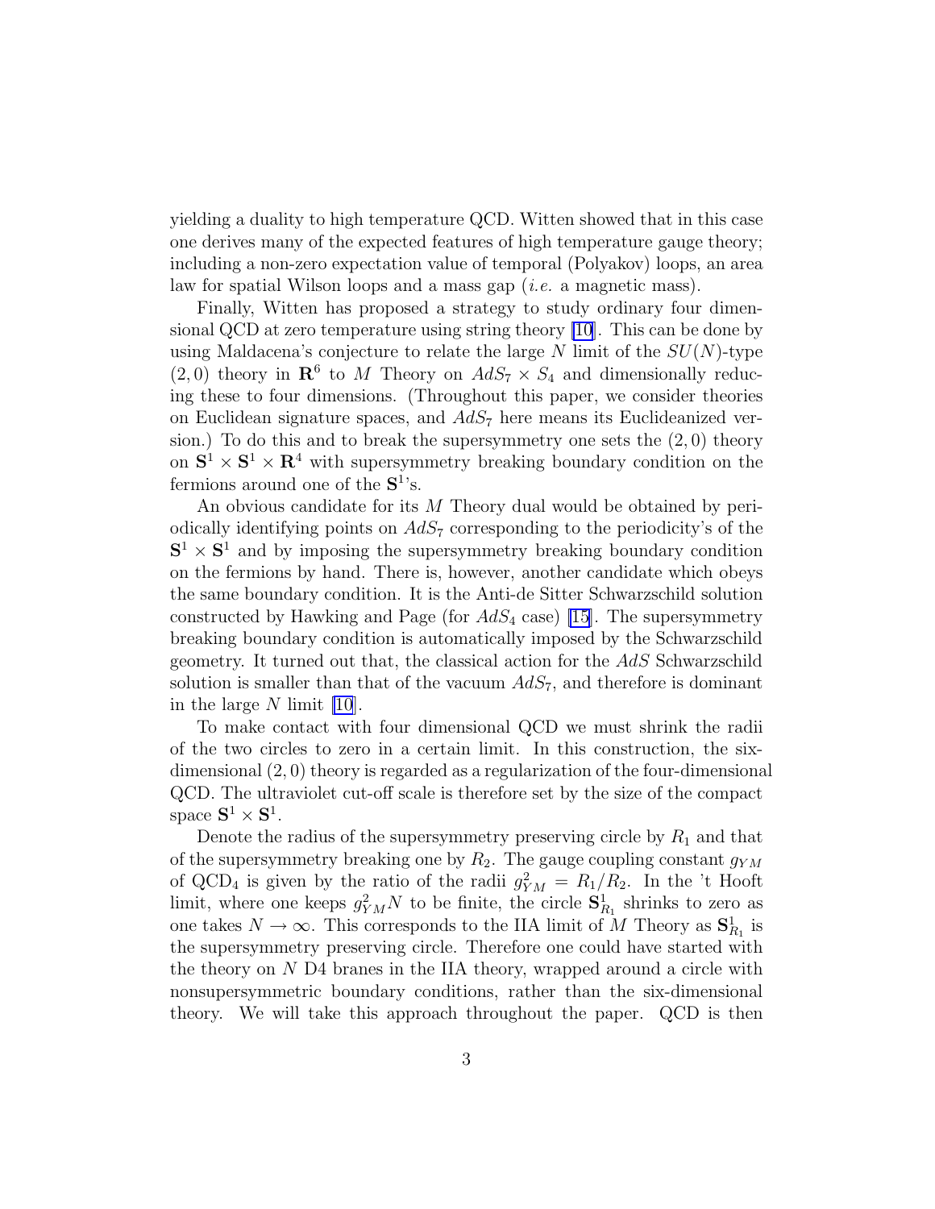yielding a duality to high temperature QCD. Witten showed that in this case one derives many of the expected features of high temperature gauge theory; including a non-zero expectation value of temporal (Polyakov) loops, an area law for spatial Wilson loops and a mass gap (*i.e.* a magnetic mass).

Finally, Witten has proposed a strategy to study ordinary four dimensional QCD at zero temperature using string theory [10]. This can be done by using Maldacena's conjecture to relate the large $N$ limit of the $SU(N)$-type $(2,0)$ theory in $\mathbf{R}^6$ to $M$ Theory on $AdS_7 \times S_4$ and dimensionally reducing these to four dimensions. (Throughout this paper, we consider theories on Euclidean signature spaces, and $AdS_7$ here means its Euclideanized version.) To do this and to break the supersymmetry one sets the $(2,0)$ theory on $\mathbf{S}^1 \times \mathbf{S}^1 \times \mathbf{R}^4$ with supersymmetry breaking boundary condition on the fermions around one of the $\mathbf{S}^1$'s.

An obvious candidate for its $M$ Theory dual would be obtained by periodically identifying points on $AdS_7$ corresponding to the periodicity's of the $\mathbf{S}^1 \times \mathbf{S}^1$ and by imposing the supersymmetry breaking boundary condition on the fermions by hand. There is, however, another candidate which obeys the same boundary condition. It is the Anti-de Sitter Schwarzschild solution constructed by Hawking and Page (for $AdS_4$ case) [15]. The supersymmetry breaking boundary condition is automatically imposed by the Schwarzschild geometry. It turned out that, the classical action for the $AdS$ Schwarzschild solution is smaller than that of the vacuum $AdS_7$, and therefore is dominant in the large $N$ limit [10].

To make contact with four dimensional QCD we must shrink the radii of the two circles to zero in a certain limit. In this construction, the six-dimensional $(2,0)$ theory is regarded as a regularization of the four-dimensional QCD. The ultraviolet cut-off scale is therefore set by the size of the compact space $\mathbf{S}^1 \times \mathbf{S}^1$.

Denote the radius of the supersymmetry preserving circle by $R_1$ and that of the supersymmetry breaking one by $R_2$. The gauge coupling constant $g_{YM}$ of $\text{QCD}_4$ is given by the ratio of the radii $g_{YM}^2 = R_1/R_2$. In the 't Hooft limit, where one keeps $g_{YM}^2 N$ to be finite, the circle $\mathbf{S}^1_{R_1}$ shrinks to zero as one takes $N \to \infty$. This corresponds to the IIA limit of $M$ Theory as $\mathbf{S}^1_{R_1}$ is the supersymmetry preserving circle. Therefore one could have started with the theory on $N$ D4 branes in the IIA theory, wrapped around a circle with nonsupersymmetric boundary conditions, rather than the six-dimensional theory. We will take this approach throughout the paper. QCD is then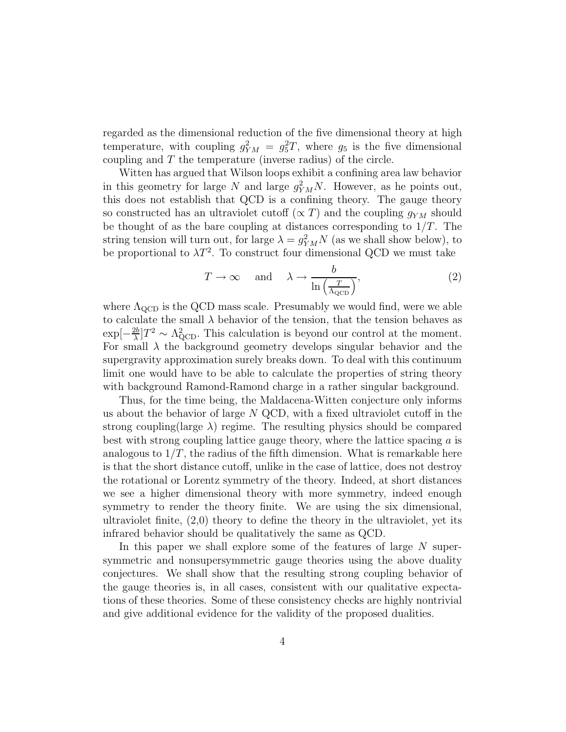regarded as the dimensional reduction of the five dimensional theory at high temperature, with coupling $g_{YM}^2 = g_5^2 T$, where $g_5$ is the five dimensional coupling and $T$ the temperature (inverse radius) of the circle.

Witten has argued that Wilson loops exhibit a confining area law behavior in this geometry for large $N$ and large $g_{YM}^2 N$. However, as he points out, this does not establish that QCD is a confining theory. The gauge theory so constructed has an ultraviolet cutoff ($\propto T$) and the coupling $g_{YM}$ should be thought of as the bare coupling at distances corresponding to $1/T$. The string tension will turn out, for large $\lambda = g_{YM}^2 N$ (as we shall show below), to be proportional to $\lambda T^2$. To construct four dimensional QCD we must take

$$T \to \infty \quad \text{and} \quad \lambda \to \frac{b}{\ln\left(\frac{T}{\Lambda_{\rm QCD}}\right)}, \tag{2}$$

where $\Lambda_{\rm QCD}$ is the QCD mass scale. Presumably we would find, were we able to calculate the small $\lambda$ behavior of the tension, that the tension behaves as $\exp[-\frac{2b}{\lambda}]T^2 \sim \Lambda_{\rm QCD}^2$. This calculation is beyond our control at the moment. For small $\lambda$ the background geometry develops singular behavior and the supergravity approximation surely breaks down. To deal with this continuum limit one would have to be able to calculate the properties of string theory with background Ramond-Ramond charge in a rather singular background.

Thus, for the time being, the Maldacena-Witten conjecture only informs us about the behavior of large $N$ QCD, with a fixed ultraviolet cutoff in the strong coupling(large $\lambda$) regime. The resulting physics should be compared best with strong coupling lattice gauge theory, where the lattice spacing $a$ is analogous to $1/T$, the radius of the fifth dimension. What is remarkable here is that the short distance cutoff, unlike in the case of lattice, does not destroy the rotational or Lorentz symmetry of the theory. Indeed, at short distances we see a higher dimensional theory with more symmetry, indeed enough symmetry to render the theory finite. We are using the six dimensional, ultraviolet finite, (2,0) theory to define the theory in the ultraviolet, yet its infrared behavior should be qualitatively the same as QCD.

In this paper we shall explore some of the features of large $N$ supersymmetric and nonsupersymmetric gauge theories using the above duality conjectures. We shall show that the resulting strong coupling behavior of the gauge theories is, in all cases, consistent with our qualitative expectations of these theories. Some of these consistency checks are highly nontrivial and give additional evidence for the validity of the proposed dualities.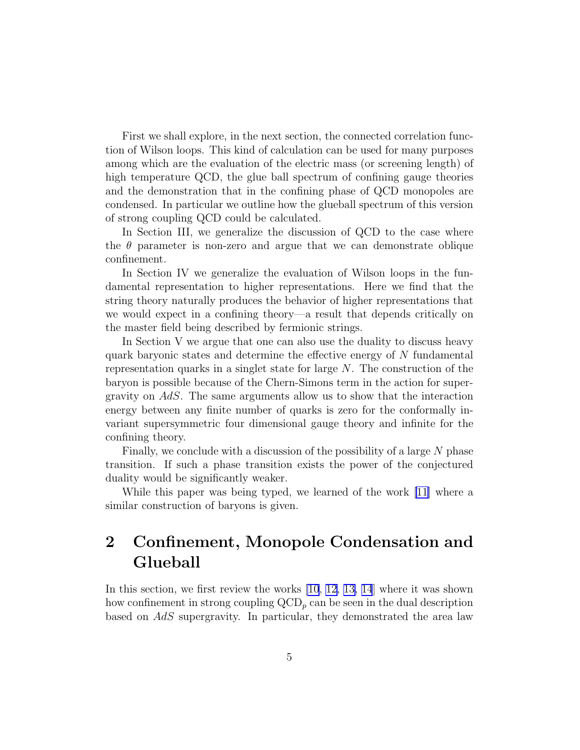First we shall explore, in the next section, the connected correlation function of Wilson loops. This kind of calculation can be used for many purposes among which are the evaluation of the electric mass (or screening length) of high temperature QCD, the glue ball spectrum of confining gauge theories and the demonstration that in the confining phase of QCD monopoles are condensed. In particular we outline how the glueball spectrum of this version of strong coupling QCD could be calculated.

In Section III, we generalize the discussion of QCD to the case where the $\theta$ parameter is non-zero and argue that we can demonstrate oblique confinement.

In Section IV we generalize the evaluation of Wilson loops in the fundamental representation to higher representations. Here we find that the string theory naturally produces the behavior of higher representations that we would expect in a confining theory—a result that depends critically on the master field being described by fermionic strings.

In Section V we argue that one can also use the duality to discuss heavy quark baryonic states and determine the effective energy of $N$ fundamental representation quarks in a singlet state for large $N$. The construction of the baryon is possible because of the Chern-Simons term in the action for supergravity on $AdS$. The same arguments allow us to show that the interaction energy between any finite number of quarks is zero for the conformally invariant supersymmetric four dimensional gauge theory and infinite for the confining theory.

Finally, we conclude with a discussion of the possibility of a large $N$ phase transition. If such a phase transition exists the power of the conjectured duality would be significantly weaker.

While this paper was being typed, we learned of the work [11] where a similar construction of baryons is given.

## 2 Confinement, Monopole Condensation and Glueball

In this section, we first review the works [10, 12, 13, 14] where it was shown how confinement in strong coupling $\mathrm{QCD}_p$ can be seen in the dual description based on $AdS$ supergravity. In particular, they demonstrated the area law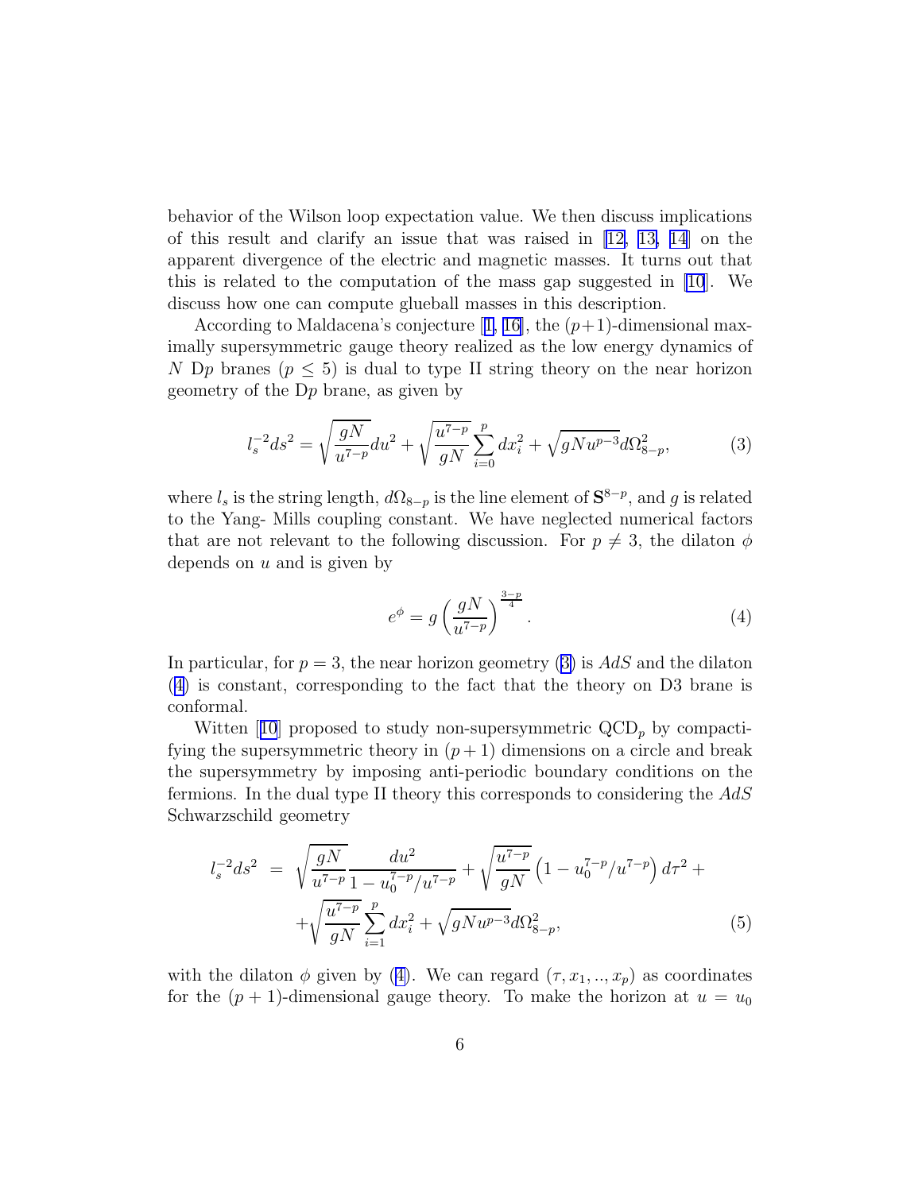behavior of the Wilson loop expectation value. We then discuss implications of this result and clarify an issue that was raised in [12, 13, 14] on the apparent divergence of the electric and magnetic masses. It turns out that this is related to the computation of the mass gap suggested in [10]. We discuss how one can compute glueball masses in this description.

According to Maldacena's conjecture [1, 16], the $(p+1)$-dimensional maximally supersymmetric gauge theory realized as the low energy dynamics of $N$ D$p$ branes ($p \leq 5$) is dual to type II string theory on the near horizon geometry of the D$p$ brane, as given by

$$l_s^{-2} ds^2 = \sqrt{\frac{gN}{u^{7-p}}} du^2 + \sqrt{\frac{u^{7-p}}{gN}} \sum_{i=0}^{p} dx_i^2 + \sqrt{gNu^{p-3}} d\Omega_{8-p}^2, \tag{3}$$

where $l_s$ is the string length, $d\Omega_{8-p}$ is the line element of $\mathbf{S}^{8-p}$, and $g$ is related to the Yang- Mills coupling constant. We have neglected numerical factors that are not relevant to the following discussion. For $p \neq 3$, the dilaton $\phi$ depends on $u$ and is given by

$$e^{\phi} = g \left( \frac{gN}{u^{7-p}} \right)^{\frac{3-p}{4}}. \tag{4}$$

In particular, for $p = 3$, the near horizon geometry (3) is $AdS$ and the dilaton (4) is constant, corresponding to the fact that the theory on D3 brane is conformal.

Witten [10] proposed to study non-supersymmetric QCD$_p$ by compactifying the supersymmetric theory in $(p+1)$ dimensions on a circle and break the supersymmetry by imposing anti-periodic boundary conditions on the fermions. In the dual type II theory this corresponds to considering the $AdS$ Schwarzschild geometry

$$\begin{aligned} l_s^{-2} ds^2 &= \sqrt{\frac{gN}{u^{7-p}}} \frac{du^2}{1 - u_0^{7-p}/u^{7-p}} + \sqrt{\frac{u^{7-p}}{gN}} \left(1 - u_0^{7-p}/u^{7-p}\right) d\tau^2 + \\ &+ \sqrt{\frac{u^{7-p}}{gN}} \sum_{i=1}^{p} dx_i^2 + \sqrt{gNu^{p-3}} d\Omega_{8-p}^2, \end{aligned} \tag{5}$$

with the dilaton $\phi$ given by (4). We can regard $(\tau, x_1, .., x_p)$ as coordinates for the $(p+1)$-dimensional gauge theory. To make the horizon at $u = u_0$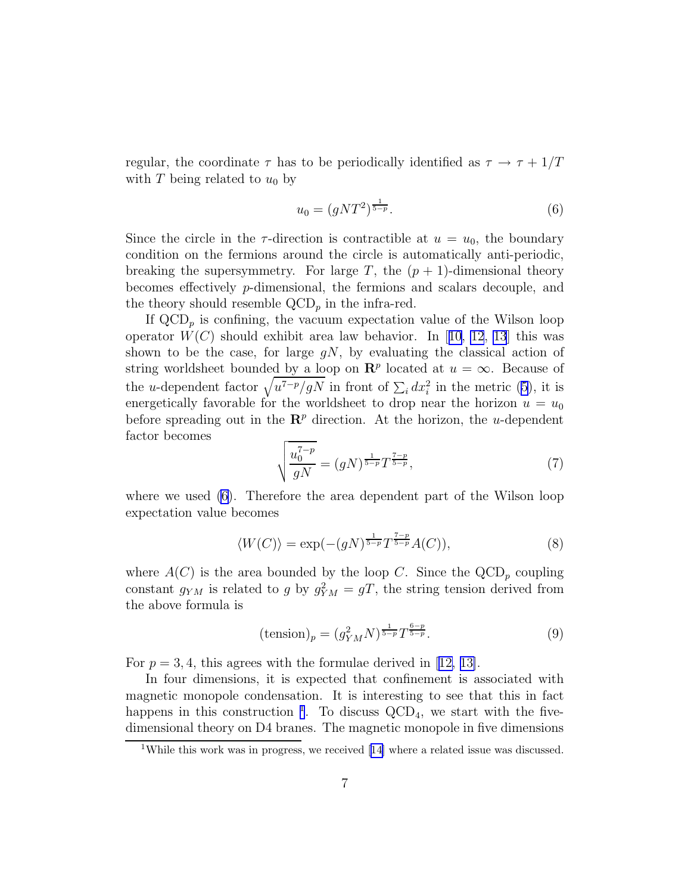regular, the coordinate $\tau$ has to be periodically identified as $\tau \to \tau + 1/T$ with $T$ being related to $u_0$ by

$$u_0 = (gNT^2)^{\frac{1}{5-p}}. \tag{6}$$

Since the circle in the $\tau$-direction is contractible at $u = u_0$, the boundary condition on the fermions around the circle is automatically anti-periodic, breaking the supersymmetry. For large $T$, the $(p+1)$-dimensional theory becomes effectively $p$-dimensional, the fermions and scalars decouple, and the theory should resemble $\mathrm{QCD}_p$ in the infra-red.

If $\mathrm{QCD}_p$ is confining, the vacuum expectation value of the Wilson loop operator $W(C)$ should exhibit area law behavior. In [10, 12, 13] this was shown to be the case, for large $gN$, by evaluating the classical action of string worldsheet bounded by a loop on $\mathbf{R}^p$ located at $u = \infty$. Because of the $u$-dependent factor $\sqrt{u^{7-p}/gN}$ in front of $\sum_i dx_i^2$ in the metric (5), it is energetically favorable for the worldsheet to drop near the horizon $u = u_0$ before spreading out in the $\mathbf{R}^p$ direction. At the horizon, the $u$-dependent factor becomes

$$\sqrt{\frac{u_0^{7-p}}{gN}} = (gN)^{\frac{1}{5-p}} T^{\frac{7-p}{5-p}}, \tag{7}$$

where we used (6). Therefore the area dependent part of the Wilson loop expectation value becomes

$$\langle W(C) \rangle = \exp(-(gN)^{\frac{1}{5-p}} T^{\frac{7-p}{5-p}} A(C)), \tag{8}$$

where $A(C)$ is the area bounded by the loop $C$. Since the $\mathrm{QCD}_p$ coupling constant $g_{YM}$ is related to $g$ by $g_{YM}^2 = gT$, the string tension derived from the above formula is

$$(\mathrm{tension})_p = (g_{YM}^2 N)^{\frac{1}{5-p}} T^{\frac{6-p}{5-p}}. \tag{9}$$

For $p = 3, 4$, this agrees with the formulae derived in [12, 13].

In four dimensions, it is expected that confinement is associated with magnetic monopole condensation. It is interesting to see that this in fact happens in this construction [1]. To discuss $\mathrm{QCD}_4$, we start with the five-dimensional theory on D4 branes. The magnetic monopole in five dimensions

[1] While this work was in progress, we received [14] where a related issue was discussed.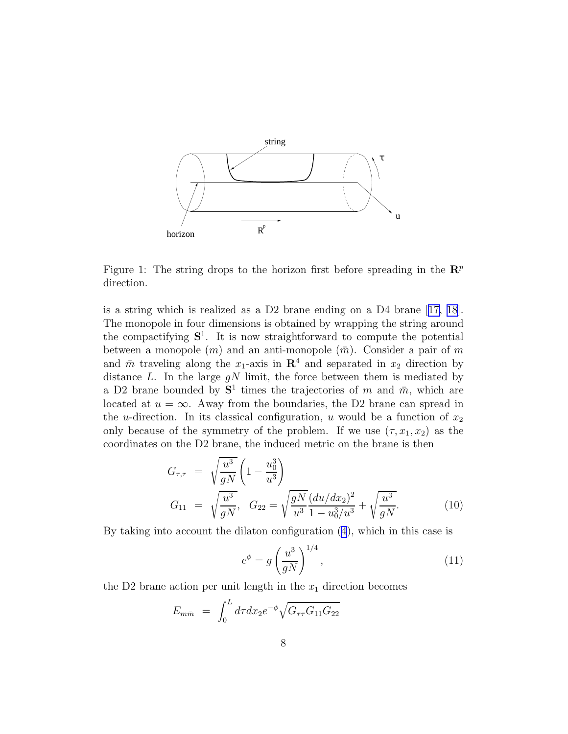Figure 1: The string drops to the horizon first before spreading in the $\mathbf{R}^p$ direction.

is a string which is realized as a D2 brane ending on a D4 brane [17, 18]. The monopole in four dimensions is obtained by wrapping the string around the compactifying $\mathbf{S}^1$. It is now straightforward to compute the potential between a monopole ($m$) and an anti-monopole ($\bar{m}$). Consider a pair of $m$ and $\bar{m}$ traveling along the $x_1$-axis in $\mathbf{R}^4$ and separated in $x_2$ direction by distance $L$. In the large $gN$ limit, the force between them is mediated by a D2 brane bounded by $\mathbf{S}^1$ times the trajectories of $m$ and $\bar{m}$, which are located at $u = \infty$. Away from the boundaries, the D2 brane can spread in the $u$-direction. In its classical configuration, $u$ would be a function of $x_2$ only because of the symmetry of the problem. If we use $(\tau, x_1, x_2)$ as the coordinates on the D2 brane, the induced metric on the brane is then

$$
\begin{aligned}
G_{\tau,\tau} &= \sqrt{\frac{u^3}{gN}}\left(1 - \frac{u_0^3}{u^3}\right) \\
G_{11} &= \sqrt{\frac{u^3}{gN}}, \quad G_{22} = \sqrt{\frac{gN}{u^3}}\frac{(du/dx_2)^2}{1 - u_0^3/u^3} + \sqrt{\frac{u^3}{gN}}.
\end{aligned}
\tag{10}
$$

By taking into account the dilaton configuration (4), which in this case is

$$
e^{\phi} = g\left(\frac{u^3}{gN}\right)^{1/4}, \tag{11}
$$

the D2 brane action per unit length in the $x_1$ direction becomes

$$
E_{m\bar{m}} = \int_0^L d\tau dx_2 e^{-\phi}\sqrt{G_{\tau\tau}G_{11}G_{22}}
$$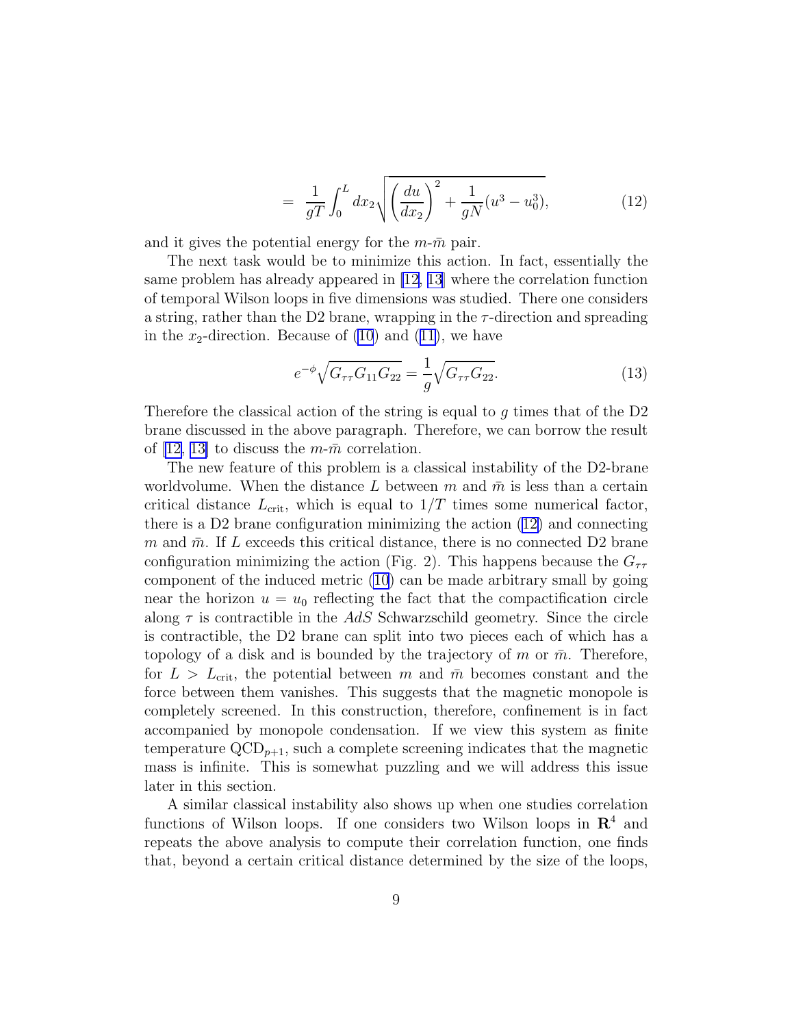$$= \frac{1}{gT} \int_0^L dx_2 \sqrt{\left(\frac{du}{dx_2}\right)^2 + \frac{1}{gN}(u^3 - u_0^3)}, \tag{12}$$

and it gives the potential energy for the $m$-$\bar{m}$ pair.

The next task would be to minimize this action. In fact, essentially the same problem has already appeared in [12, 13] where the correlation function of temporal Wilson loops in five dimensions was studied. There one considers a string, rather than the D2 brane, wrapping in the $\tau$-direction and spreading in the $x_2$-direction. Because of (10) and (11), we have

$$e^{-\phi}\sqrt{G_{\tau\tau}G_{11}G_{22}} = \frac{1}{g}\sqrt{G_{\tau\tau}G_{22}}. \tag{13}$$

Therefore the classical action of the string is equal to $g$ times that of the D2 brane discussed in the above paragraph. Therefore, we can borrow the result of [12, 13] to discuss the $m$-$\bar{m}$ correlation.

The new feature of this problem is a classical instability of the D2-brane worldvolume. When the distance $L$ between $m$ and $\bar{m}$ is less than a certain critical distance $L_{\rm crit}$, which is equal to $1/T$ times some numerical factor, there is a D2 brane configuration minimizing the action (12) and connecting $m$ and $\bar{m}$. If $L$ exceeds this critical distance, there is no connected D2 brane configuration minimizing the action (Fig. 2). This happens because the $G_{\tau\tau}$ component of the induced metric (10) can be made arbitrary small by going near the horizon $u = u_0$ reflecting the fact that the compactification circle along $\tau$ is contractible in the $AdS$ Schwarzschild geometry. Since the circle is contractible, the D2 brane can split into two pieces each of which has a topology of a disk and is bounded by the trajectory of $m$ or $\bar{m}$. Therefore, for $L > L_{\rm crit}$, the potential between $m$ and $\bar{m}$ becomes constant and the force between them vanishes. This suggests that the magnetic monopole is completely screened. In this construction, therefore, confinement is in fact accompanied by monopole condensation. If we view this system as finite temperature QCD$_{p+1}$, such a complete screening indicates that the magnetic mass is infinite. This is somewhat puzzling and we will address this issue later in this section.

A similar classical instability also shows up when one studies correlation functions of Wilson loops. If one considers two Wilson loops in $\mathbf{R}^4$ and repeats the above analysis to compute their correlation function, one finds that, beyond a certain critical distance determined by the size of the loops,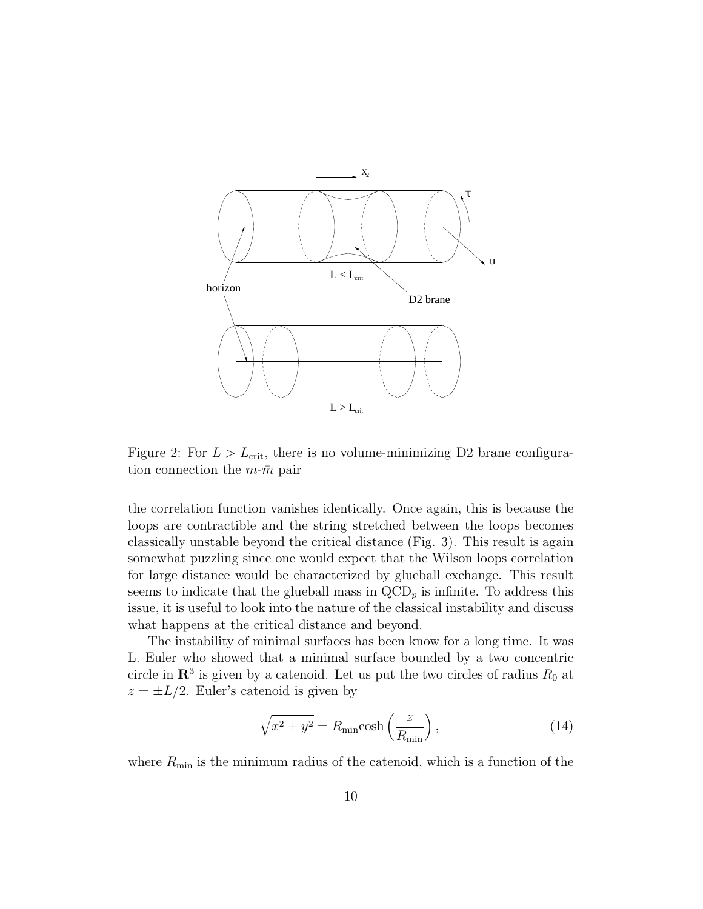Figure 2: For $L > L_{\rm crit}$, there is no volume-minimizing D2 brane configuration connection the $m$-$\bar{m}$ pair

the correlation function vanishes identically. Once again, this is because the loops are contractible and the string stretched between the loops becomes classically unstable beyond the critical distance (Fig. 3). This result is again somewhat puzzling since one would expect that the Wilson loops correlation for large distance would be characterized by glueball exchange. This result seems to indicate that the glueball mass in QCD$_p$ is infinite. To address this issue, it is useful to look into the nature of the classical instability and discuss what happens at the critical distance and beyond.

The instability of minimal surfaces has been know for a long time. It was L. Euler who showed that a minimal surface bounded by a two concentric circle in $\mathbf{R}^3$ is given by a catenoid. Let us put the two circles of radius $R_0$ at $z = \pm L/2$. Euler's catenoid is given by

$$\sqrt{x^2 + y^2} = R_{\rm min} \cosh\left(\frac{z}{R_{\rm min}}\right), \tag{14}$$

where $R_{\rm min}$ is the minimum radius of the catenoid, which is a function of the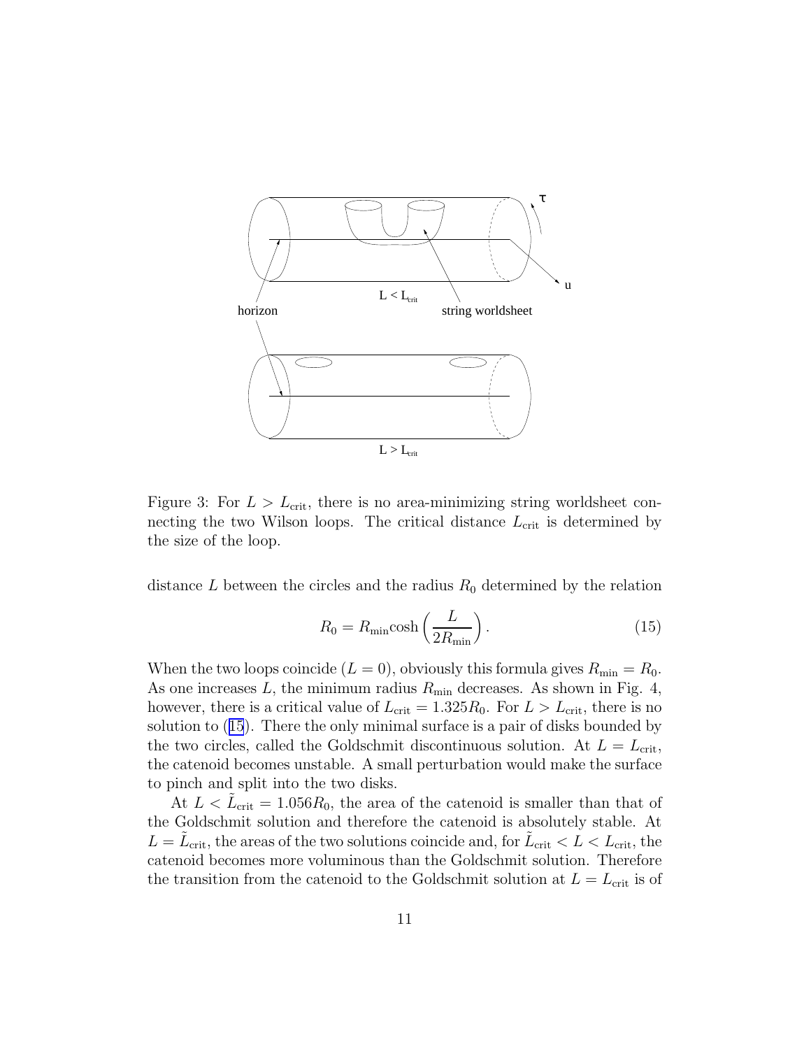Figure 3: For $L > L_{\rm crit}$, there is no area-minimizing string worldsheet connecting the two Wilson loops. The critical distance $L_{\rm crit}$ is determined by the size of the loop.

distance $L$ between the circles and the radius $R_0$ determined by the relation

$$R_0 = R_{\rm min}\cosh\left(\frac{L}{2R_{\rm min}}\right). \tag{15}$$

When the two loops coincide ($L = 0$), obviously this formula gives $R_{\rm min} = R_0$. As one increases $L$, the minimum radius $R_{\rm min}$ decreases. As shown in Fig. 4, however, there is a critical value of $L_{\rm crit} = 1.325R_0$. For $L > L_{\rm crit}$, there is no solution to (15). There the only minimal surface is a pair of disks bounded by the two circles, called the Goldschmit discontinuous solution. At $L = L_{\rm crit}$, the catenoid becomes unstable. A small perturbation would make the surface to pinch and split into the two disks.

At $L < \tilde{L}_{\rm crit} = 1.056R_0$, the area of the catenoid is smaller than that of the Goldschmit solution and therefore the catenoid is absolutely stable. At $L = \tilde{L}_{\rm crit}$, the areas of the two solutions coincide and, for $\tilde{L}_{\rm crit} < L < L_{\rm crit}$, the catenoid becomes more voluminous than the Goldschmit solution. Therefore the transition from the catenoid to the Goldschmit solution at $L = L_{\rm crit}$ is of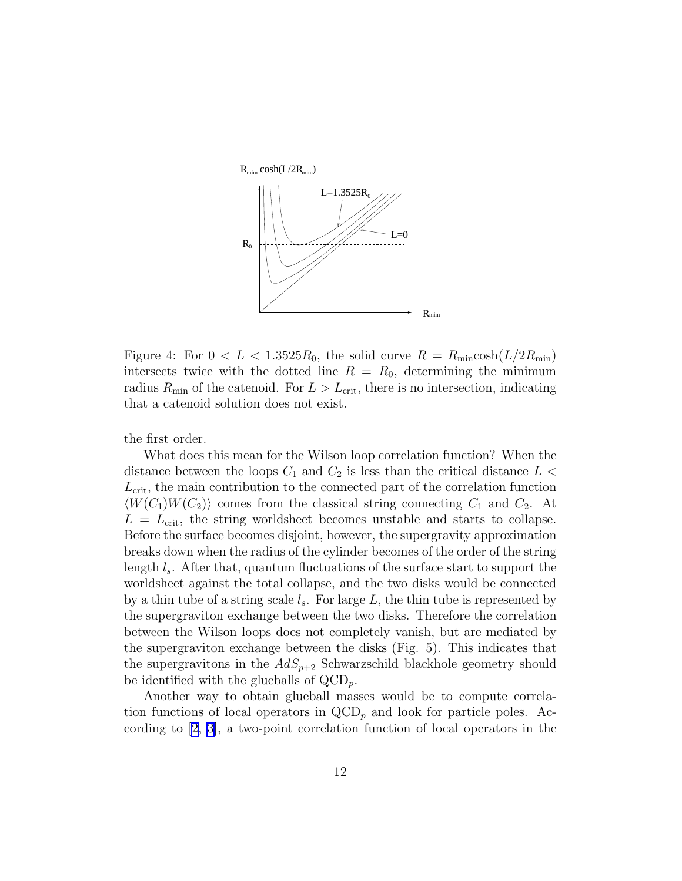Figure 4: For $0 < L < 1.3525R_0$, the solid curve $R = R_{\min}\cosh(L/2R_{\min})$ intersects twice with the dotted line $R = R_0$, determining the minimum radius $R_{\min}$ of the catenoid. For $L > L_{\text{crit}}$, there is no intersection, indicating that a catenoid solution does not exist.

the first order.

What does this mean for the Wilson loop correlation function? When the distance between the loops $C_1$ and $C_2$ is less than the critical distance $L < L_{\text{crit}}$, the main contribution to the connected part of the correlation function $\langle W(C_1)W(C_2)\rangle$ comes from the classical string connecting $C_1$ and $C_2$. At $L = L_{\text{crit}}$, the string worldsheet becomes unstable and starts to collapse. Before the surface becomes disjoint, however, the supergravity approximation breaks down when the radius of the cylinder becomes of the order of the string length $l_s$. After that, quantum fluctuations of the surface start to support the worldsheet against the total collapse, and the two disks would be connected by a thin tube of a string scale $l_s$. For large $L$, the thin tube is represented by the supergraviton exchange between the two disks. Therefore the correlation between the Wilson loops does not completely vanish, but are mediated by the supergraviton exchange between the disks (Fig. 5). This indicates that the supergravitons in the $AdS_{p+2}$ Schwarzschild blackhole geometry should be identified with the glueballs of $\text{QCD}_p$.

Another way to obtain glueball masses would be to compute correlation functions of local operators in $\text{QCD}_p$ and look for particle poles. According to [2, 3], a two-point correlation function of local operators in the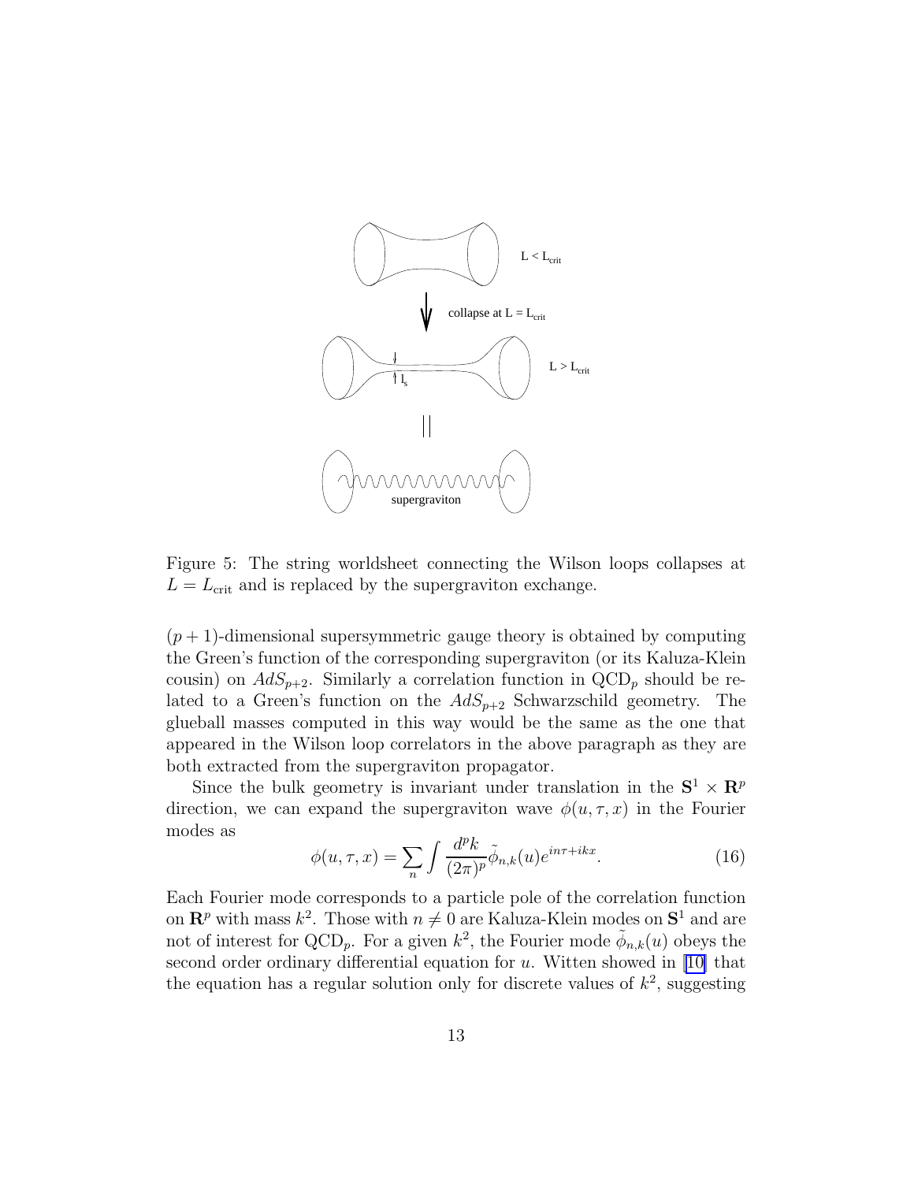Figure 5: The string worldsheet connecting the Wilson loops collapses at $L = L_{\rm crit}$ and is replaced by the supergraviton exchange.

$(p+1)$-dimensional supersymmetric gauge theory is obtained by computing the Green's function of the corresponding supergraviton (or its Kaluza-Klein cousin) on $AdS_{p+2}$. Similarly a correlation function in $\mathrm{QCD}_p$ should be related to a Green's function on the $AdS_{p+2}$ Schwarzschild geometry. The glueball masses computed in this way would be the same as the one that appeared in the Wilson loop correlators in the above paragraph as they are both extracted from the supergraviton propagator.

Since the bulk geometry is invariant under translation in the $\mathbf{S}^1 \times \mathbf{R}^p$ direction, we can expand the supergraviton wave $\phi(u, \tau, x)$ in the Fourier modes as

$$\phi(u,\tau,x) = \sum_n \int \frac{d^p k}{(2\pi)^p} \tilde{\phi}_{n,k}(u) e^{in\tau + ikx}. \tag{16}$$

Each Fourier mode corresponds to a particle pole of the correlation function on $\mathbf{R}^p$ with mass $k^2$. Those with $n \neq 0$ are Kaluza-Klein modes on $\mathbf{S}^1$ and are not of interest for $\mathrm{QCD}_p$. For a given $k^2$, the Fourier mode $\tilde{\phi}_{n,k}(u)$ obeys the second order ordinary differential equation for $u$. Witten showed in [10] that the equation has a regular solution only for discrete values of $k^2$, suggesting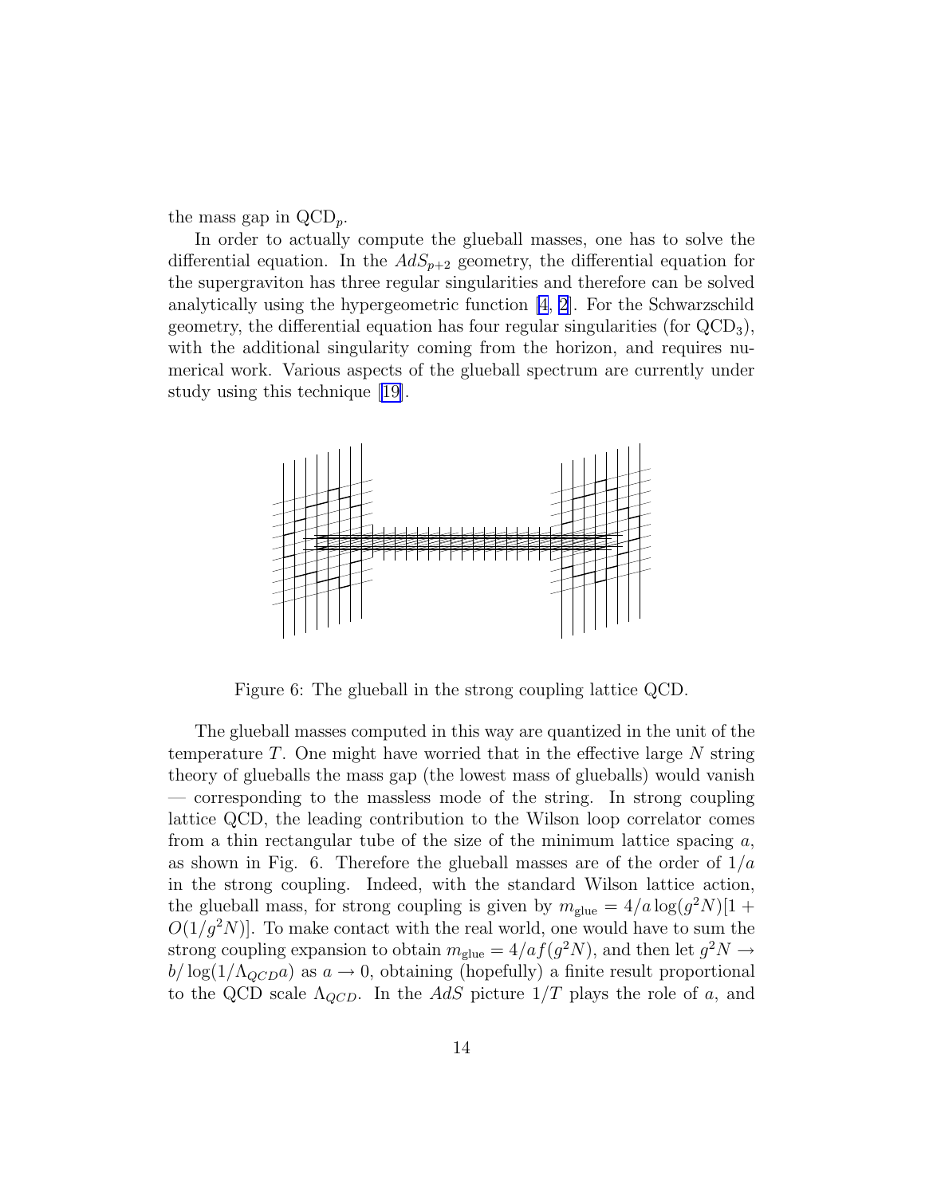the mass gap in $\mathrm{QCD}_p$.

In order to actually compute the glueball masses, one has to solve the differential equation. In the $AdS_{p+2}$ geometry, the differential equation for the supergraviton has three regular singularities and therefore can be solved analytically using the hypergeometric function [4, 2]. For the Schwarzschild geometry, the differential equation has four regular singularities (for $\mathrm{QCD}_3$), with the additional singularity coming from the horizon, and requires numerical work. Various aspects of the glueball spectrum are currently under study using this technique [19].

Figure 6: The glueball in the strong coupling lattice QCD.

The glueball masses computed in this way are quantized in the unit of the temperature $T$. One might have worried that in the effective large $N$ string theory of glueballs the mass gap (the lowest mass of glueballs) would vanish — corresponding to the massless mode of the string. In strong coupling lattice QCD, the leading contribution to the Wilson loop correlator comes from a thin rectangular tube of the size of the minimum lattice spacing $a$, as shown in Fig. 6. Therefore the glueball masses are of the order of $1/a$ in the strong coupling. Indeed, with the standard Wilson lattice action, the glueball mass, for strong coupling is given by $m_{\mathrm{glue}} = 4/a \log(g^2N)[1 + O(1/g^2N)]$. To make contact with the real world, one would have to sum the strong coupling expansion to obtain $m_{\mathrm{glue}} = 4/a f(g^2N)$, and then let $g^2N \to b/\log(1/\Lambda_{QCD}a)$ as $a \to 0$, obtaining (hopefully) a finite result proportional to the QCD scale $\Lambda_{QCD}$. In the $AdS$ picture $1/T$ plays the role of $a$, and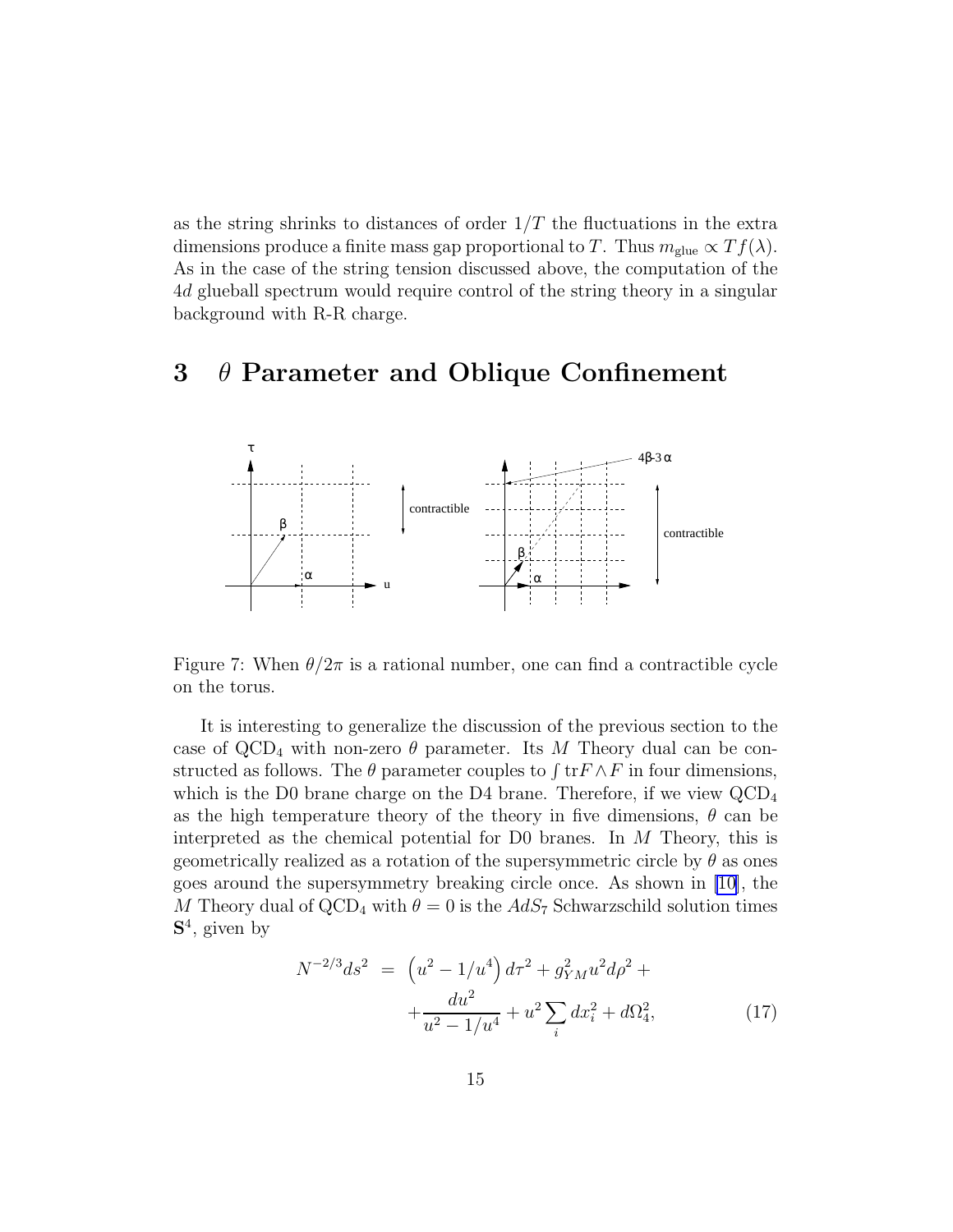as the string shrinks to distances of order $1/T$ the fluctuations in the extra dimensions produce a finite mass gap proportional to $T$. Thus $m_{\text{glue}} \propto T f(\lambda)$. As in the case of the string tension discussed above, the computation of the $4d$ glueball spectrum would require control of the string theory in a singular background with R-R charge.

## 3 $\theta$ Parameter and Oblique Confinement

Figure 7: When $\theta/2\pi$ is a rational number, one can find a contractible cycle on the torus.

It is interesting to generalize the discussion of the previous section to the case of $\text{QCD}_4$ with non-zero $\theta$ parameter. Its $M$ Theory dual can be constructed as follows. The $\theta$ parameter couples to $\int \text{tr} F \wedge F$ in four dimensions, which is the D0 brane charge on the D4 brane. Therefore, if we view $\text{QCD}_4$ as the high temperature theory of the theory in five dimensions, $\theta$ can be interpreted as the chemical potential for D0 branes. In $M$ Theory, this is geometrically realized as a rotation of the supersymmetric circle by $\theta$ as ones goes around the supersymmetry breaking circle once. As shown in [10], the $M$ Theory dual of $\text{QCD}_4$ with $\theta = 0$ is the $AdS_7$ Schwarzschild solution times $\mathbf{S}^4$, given by

$$
\begin{aligned}
N^{-2/3} ds^2 &= \left(u^2 - 1/u^4\right) d\tau^2 + g_{YM}^2 u^2 d\rho^2 + \\
&\quad + \frac{du^2}{u^2 - 1/u^4} + u^2 \sum_i dx_i^2 + d\Omega_4^2, \qquad (17)
\end{aligned}
$$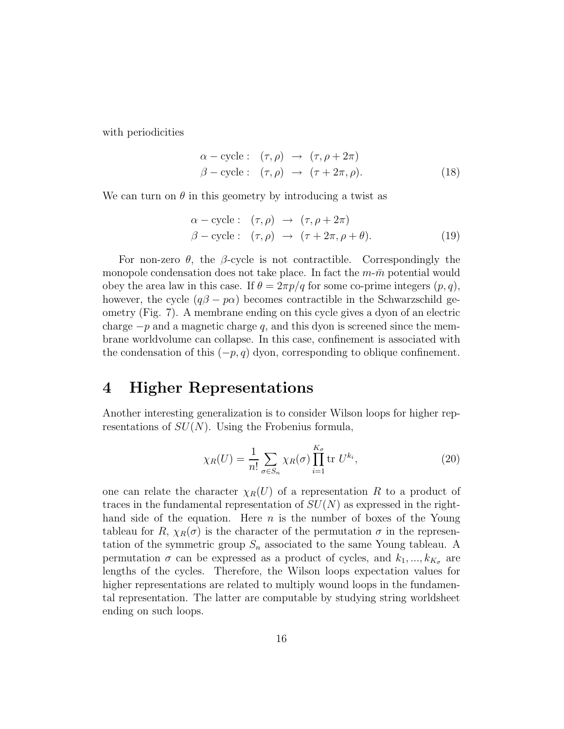with periodicities

$$
\begin{aligned}
\alpha-\text{cycle}: \quad (\tau, \rho) &\rightarrow (\tau, \rho+2\pi) \\
\beta-\text{cycle}: \quad (\tau, \rho) &\rightarrow (\tau+2\pi, \rho).
\end{aligned} \tag{18}
$$

We can turn on $\theta$ in this geometry by introducing a twist as

$$
\begin{aligned}
\alpha-\text{cycle}: \quad (\tau, \rho) &\rightarrow (\tau, \rho+2\pi) \\
\beta-\text{cycle}: \quad (\tau, \rho) &\rightarrow (\tau+2\pi, \rho+\theta).
\end{aligned} \tag{19}
$$

For non-zero $\theta$, the $\beta$-cycle is not contractible. Correspondingly the monopole condensation does not take place. In fact the $m$-$\bar{m}$ potential would obey the area law in this case. If $\theta = 2\pi p/q$ for some co-prime integers $(p, q)$, however, the cycle $(q\beta - p\alpha)$ becomes contractible in the Schwarzschild geometry (Fig. 7). A membrane ending on this cycle gives a dyon of an electric charge $-p$ and a magnetic charge $q$, and this dyon is screened since the membrane worldvolume can collapse. In this case, confinement is associated with the condensation of this $(-p, q)$ dyon, corresponding to oblique confinement.

# 4 Higher Representations

Another interesting generalization is to consider Wilson loops for higher representations of $SU(N)$. Using the Frobenius formula,

$$
\chi_R(U) = \frac{1}{n!} \sum_{\sigma \in S_n} \chi_R(\sigma) \prod_{i=1}^{K_\sigma} \text{tr } U^{k_i}, \tag{20}
$$

one can relate the character $\chi_R(U)$ of a representation $R$ to a product of traces in the fundamental representation of $SU(N)$ as expressed in the right-hand side of the equation. Here $n$ is the number of boxes of the Young tableau for $R$, $\chi_R(\sigma)$ is the character of the permutation $\sigma$ in the representation of the symmetric group $S_n$ associated to the same Young tableau. A permutation $\sigma$ can be expressed as a product of cycles, and $k_1, ..., k_{K_\sigma}$ are lengths of the cycles. Therefore, the Wilson loops expectation values for higher representations are related to multiply wound loops in the fundamental representation. The latter are computable by studying string worldsheet ending on such loops.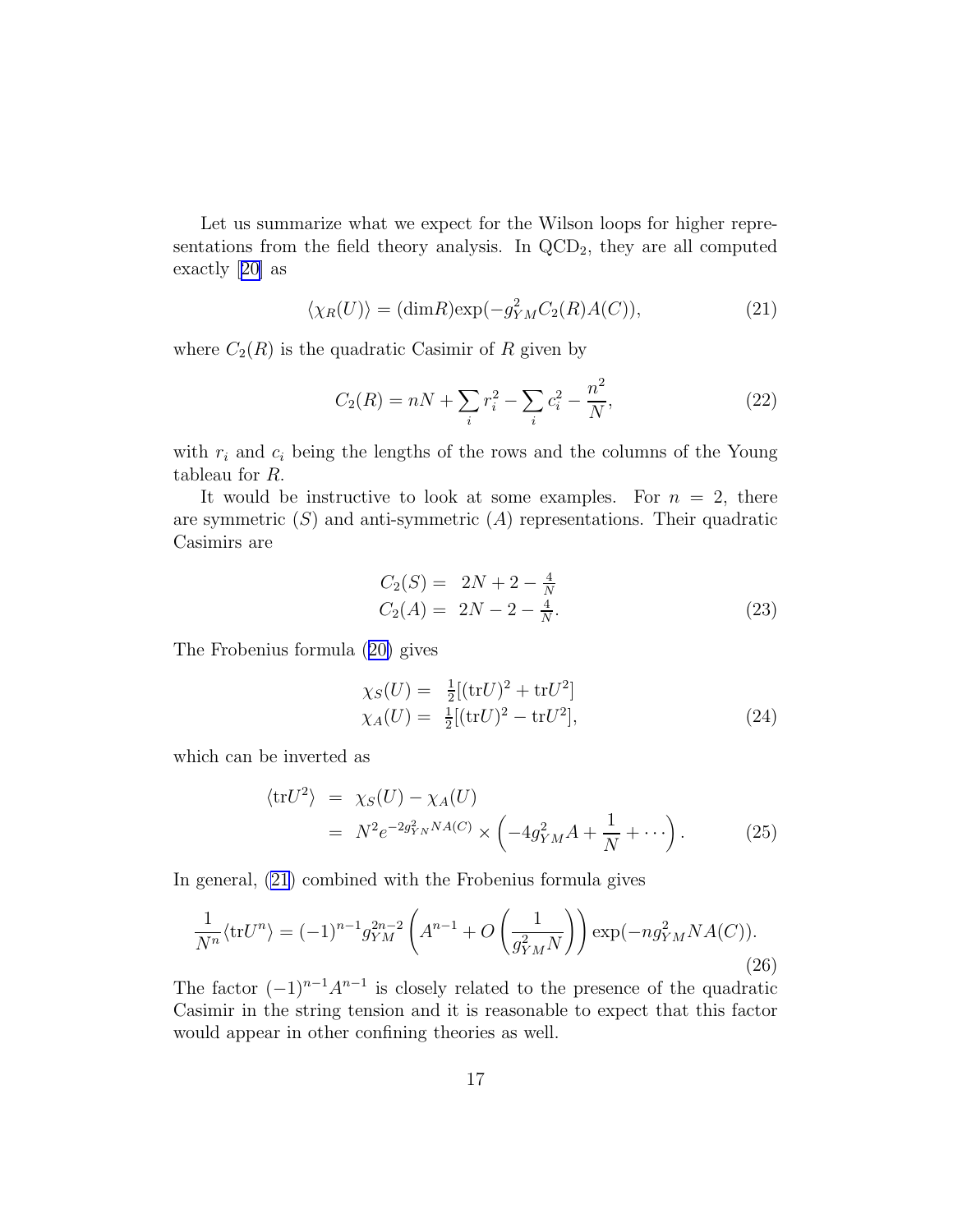Let us summarize what we expect for the Wilson loops for higher representations from the field theory analysis. In QCD$_2$, they are all computed exactly [20] as

$$\langle \chi_R(U) \rangle = (\mathrm{dim}R)\mathrm{exp}(-g_{YM}^2 C_2(R) A(C)), \tag{21}$$

where $C_2(R)$ is the quadratic Casimir of $R$ given by

$$C_2(R) = nN + \sum_i r_i^2 - \sum_i c_i^2 - \frac{n^2}{N}, \tag{22}$$

with $r_i$ and $c_i$ being the lengths of the rows and the columns of the Young tableau for $R$.

It would be instructive to look at some examples. For $n = 2$, there are symmetric ($S$) and anti-symmetric ($A$) representations. Their quadratic Casimirs are

$$\begin{aligned} C_2(S) = & \ 2N + 2 - \tfrac{4}{N} \\ C_2(A) = & \ 2N - 2 - \tfrac{4}{N}. \end{aligned} \tag{23}$$

The Frobenius formula (20) gives

$$\begin{aligned} \chi_S(U) = & \ \tfrac{1}{2}[(\mathrm{tr}U)^2 + \mathrm{tr}U^2] \\ \chi_A(U) = & \ \tfrac{1}{2}[(\mathrm{tr}U)^2 - \mathrm{tr}U^2], \end{aligned} \tag{24}$$

which can be inverted as

$$\begin{aligned} \langle \mathrm{tr}U^2 \rangle &= \chi_S(U) - \chi_A(U) \\ &= N^2 e^{-2g_{YN}^2 NA(C)} \times \left( -4g_{YM}^2 A + \frac{1}{N} + \cdots \right). \end{aligned} \tag{25}$$

In general, (21) combined with the Frobenius formula gives

$$\frac{1}{N^n}\langle \mathrm{tr}U^n \rangle = (-1)^{n-1} g_{YM}^{2n-2} \left( A^{n-1} + O\left(\frac{1}{g_{YM}^2 N}\right)\right) \exp(-n g_{YM}^2 N A(C)). \tag{26}$$

The factor $(-1)^{n-1}A^{n-1}$ is closely related to the presence of the quadratic Casimir in the string tension and it is reasonable to expect that this factor would appear in other confining theories as well.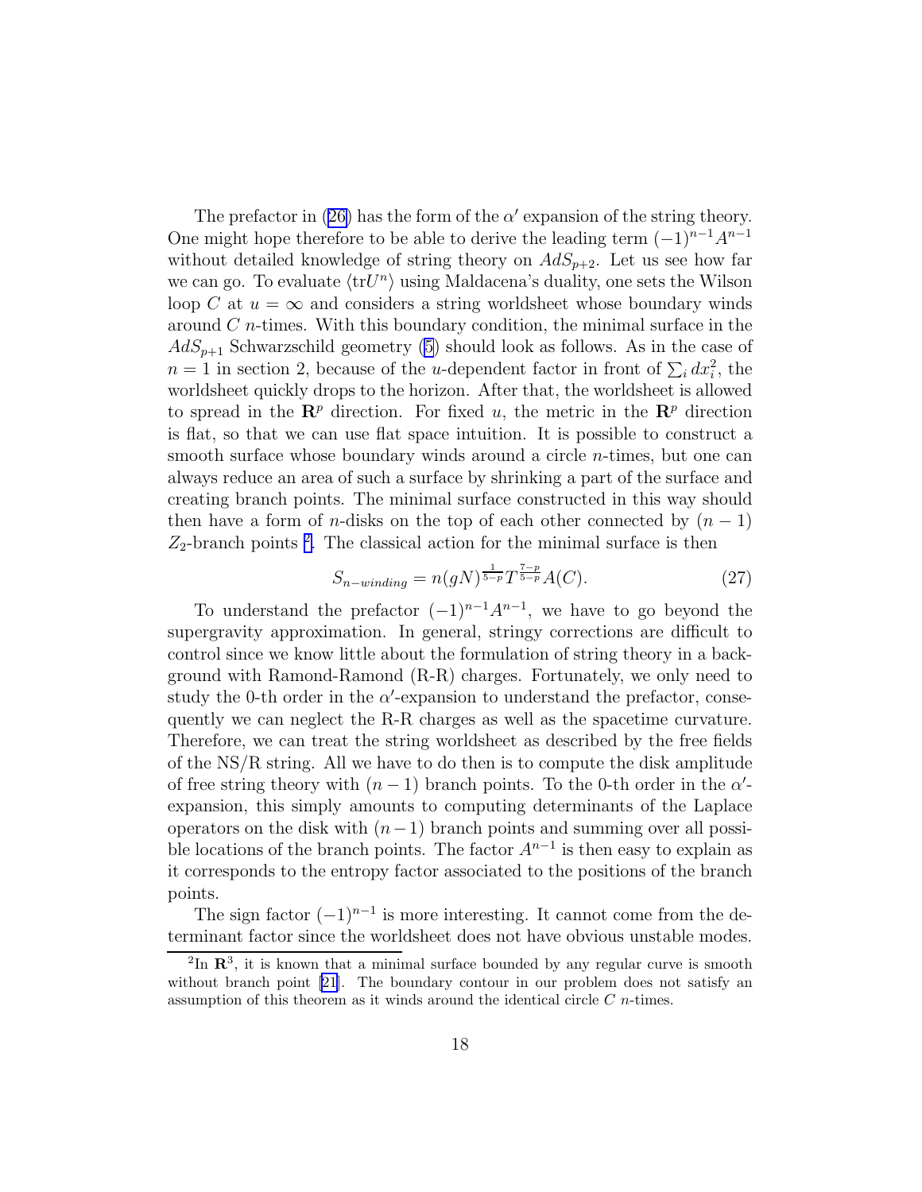The prefactor in (26) has the form of the $\alpha'$ expansion of the string theory. One might hope therefore to be able to derive the leading term $(-1)^{n-1}A^{n-1}$ without detailed knowledge of string theory on $AdS_{p+2}$. Let us see how far we can go. To evaluate $\langle \mathrm{tr} U^n \rangle$ using Maldacena's duality, one sets the Wilson loop $C$ at $u = \infty$ and considers a string worldsheet whose boundary winds around $C$ $n$-times. With this boundary condition, the minimal surface in the $AdS_{p+1}$ Schwarzschild geometry (5) should look as follows. As in the case of $n = 1$ in section 2, because of the $u$-dependent factor in front of $\sum_i dx_i^2$, the worldsheet quickly drops to the horizon. After that, the worldsheet is allowed to spread in the $\mathbf{R}^p$ direction. For fixed $u$, the metric in the $\mathbf{R}^p$ direction is flat, so that we can use flat space intuition. It is possible to construct a smooth surface whose boundary winds around a circle $n$-times, but one can always reduce an area of such a surface by shrinking a part of the surface and creating branch points. The minimal surface constructed in this way should then have a form of $n$-disks on the top of each other connected by $(n-1)$ $Z_2$-branch points [2]. The classical action for the minimal surface is then

$$S_{n-winding} = n(gN)^{\frac{1}{5-p}} T^{\frac{7-p}{5-p}} A(C). \tag{27}$$

To understand the prefactor $(-1)^{n-1}A^{n-1}$, we have to go beyond the supergravity approximation. In general, stringy corrections are difficult to control since we know little about the formulation of string theory in a background with Ramond-Ramond (R-R) charges. Fortunately, we only need to study the 0-th order in the $\alpha'$-expansion to understand the prefactor, consequently we can neglect the R-R charges as well as the spacetime curvature. Therefore, we can treat the string worldsheet as described by the free fields of the NS/R string. All we have to do then is to compute the disk amplitude of free string theory with $(n-1)$ branch points. To the 0-th order in the $\alpha'$-expansion, this simply amounts to computing determinants of the Laplace operators on the disk with $(n-1)$ branch points and summing over all possible locations of the branch points. The factor $A^{n-1}$ is then easy to explain as it corresponds to the entropy factor associated to the positions of the branch points.

The sign factor $(-1)^{n-1}$ is more interesting. It cannot come from the determinant factor since the worldsheet does not have obvious unstable modes.

[2] In $\mathbf{R}^3$, it is known that a minimal surface bounded by any regular curve is smooth without branch point [21]. The boundary contour in our problem does not satisfy an assumption of this theorem as it winds around the identical circle $C$ $n$-times.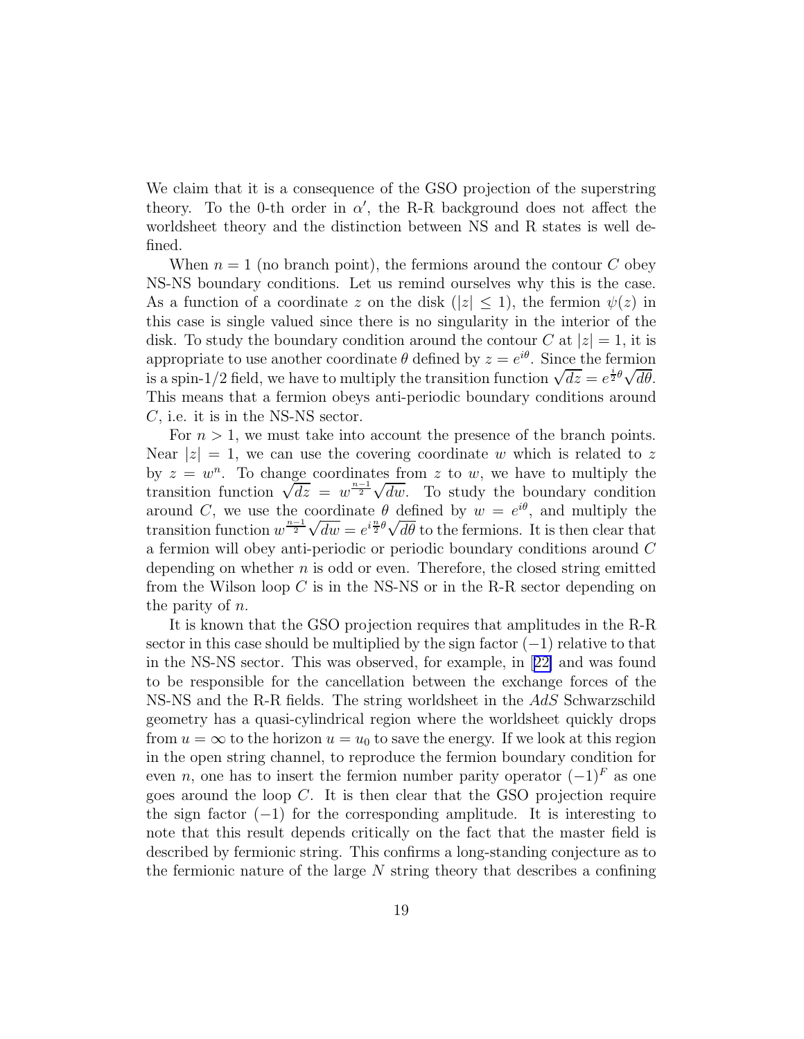We claim that it is a consequence of the GSO projection of the superstring theory. To the 0-th order in $\alpha'$, the R-R background does not affect the worldsheet theory and the distinction between NS and R states is well defined.

When $n = 1$ (no branch point), the fermions around the contour $C$ obey NS-NS boundary conditions. Let us remind ourselves why this is the case. As a function of a coordinate $z$ on the disk ($|z| \leq 1$), the fermion $\psi(z)$ in this case is single valued since there is no singularity in the interior of the disk. To study the boundary condition around the contour $C$ at $|z| = 1$, it is appropriate to use another coordinate $\theta$ defined by $z = e^{i\theta}$. Since the fermion is a spin-1/2 field, we have to multiply the transition function $\sqrt{dz} = e^{\frac{i}{2}\theta}\sqrt{d\theta}$. This means that a fermion obeys anti-periodic boundary conditions around $C$, i.e. it is in the NS-NS sector.

For $n > 1$, we must take into account the presence of the branch points. Near $|z| = 1$, we can use the covering coordinate $w$ which is related to $z$ by $z = w^n$. To change coordinates from $z$ to $w$, we have to multiply the transition function $\sqrt{dz} = w^{\frac{n-1}{2}}\sqrt{dw}$. To study the boundary condition around $C$, we use the coordinate $\theta$ defined by $w = e^{i\theta}$, and multiply the transition function $w^{\frac{n-1}{2}}\sqrt{dw} = e^{i\frac{n}{2}\theta}\sqrt{d\theta}$ to the fermions. It is then clear that a fermion will obey anti-periodic or periodic boundary conditions around $C$ depending on whether $n$ is odd or even. Therefore, the closed string emitted from the Wilson loop $C$ is in the NS-NS or in the R-R sector depending on the parity of $n$.

It is known that the GSO projection requires that amplitudes in the R-R sector in this case should be multiplied by the sign factor $(-1)$ relative to that in the NS-NS sector. This was observed, for example, in [22] and was found to be responsible for the cancellation between the exchange forces of the NS-NS and the R-R fields. The string worldsheet in the *AdS* Schwarzschild geometry has a quasi-cylindrical region where the worldsheet quickly drops from $u = \infty$ to the horizon $u = u_0$ to save the energy. If we look at this region in the open string channel, to reproduce the fermion boundary condition for even $n$, one has to insert the fermion number parity operator $(-1)^F$ as one goes around the loop $C$. It is then clear that the GSO projection require the sign factor $(-1)$ for the corresponding amplitude. It is interesting to note that this result depends critically on the fact that the master field is described by fermionic string. This confirms a long-standing conjecture as to the fermionic nature of the large $N$ string theory that describes a confining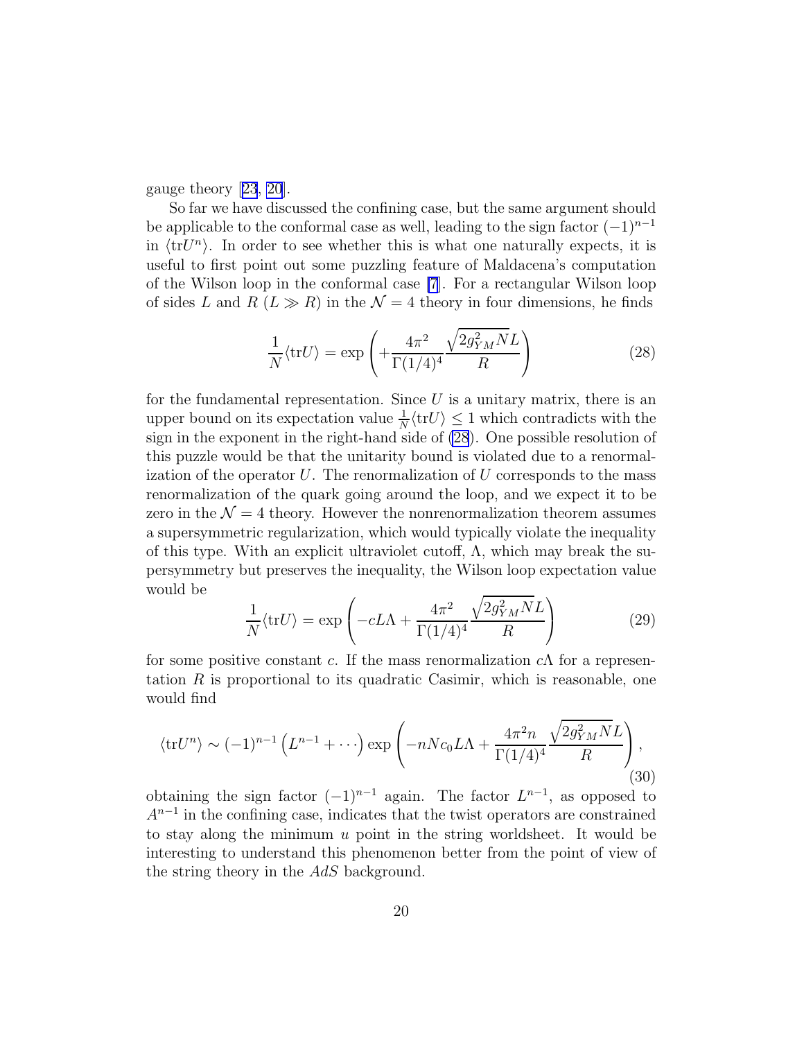gauge theory [23, 20].

So far we have discussed the confining case, but the same argument should be applicable to the conformal case as well, leading to the sign factor $(-1)^{n-1}$ in $\langle \mathrm{tr} U^n \rangle$. In order to see whether this is what one naturally expects, it is useful to first point out some puzzling feature of Maldacena's computation of the Wilson loop in the conformal case [7]. For a rectangular Wilson loop of sides $L$ and $R$ ($L \gg R$) in the $\mathcal{N}=4$ theory in four dimensions, he finds

$$\frac{1}{N}\langle \mathrm{tr} U \rangle = \exp\left( + \frac{4\pi^2}{\Gamma(1/4)^4} \frac{\sqrt{2g_{YM}^2 N} L}{R} \right) \tag{28}$$

for the fundamental representation. Since $U$ is a unitary matrix, there is an upper bound on its expectation value $\frac{1}{N}\langle \mathrm{tr} U \rangle \leq 1$ which contradicts with the sign in the exponent in the right-hand side of (28). One possible resolution of this puzzle would be that the unitarity bound is violated due to a renormalization of the operator $U$. The renormalization of $U$ corresponds to the mass renormalization of the quark going around the loop, and we expect it to be zero in the $\mathcal{N}=4$ theory. However the nonrenormalization theorem assumes a supersymmetric regularization, which would typically violate the inequality of this type. With an explicit ultraviolet cutoff, $\Lambda$, which may break the supersymmetry but preserves the inequality, the Wilson loop expectation value would be

$$\frac{1}{N}\langle \mathrm{tr} U \rangle = \exp\left( -cL\Lambda + \frac{4\pi^2}{\Gamma(1/4)^4} \frac{\sqrt{2g_{YM}^2 N} L}{R} \right) \tag{29}$$

for some positive constant $c$. If the mass renormalization $c\Lambda$ for a representation $R$ is proportional to its quadratic Casimir, which is reasonable, one would find

$$\langle \mathrm{tr} U^n \rangle \sim (-1)^{n-1}\left( L^{n-1} + \cdots \right) \exp\left( -nNc_0 L\Lambda + \frac{4\pi^2 n}{\Gamma(1/4)^4} \frac{\sqrt{2g_{YM}^2 N} L}{R} \right), \tag{30}$$

obtaining the sign factor $(-1)^{n-1}$ again. The factor $L^{n-1}$, as opposed to $A^{n-1}$ in the confining case, indicates that the twist operators are constrained to stay along the minimum $u$ point in the string worldsheet. It would be interesting to understand this phenomenon better from the point of view of the string theory in the $AdS$ background.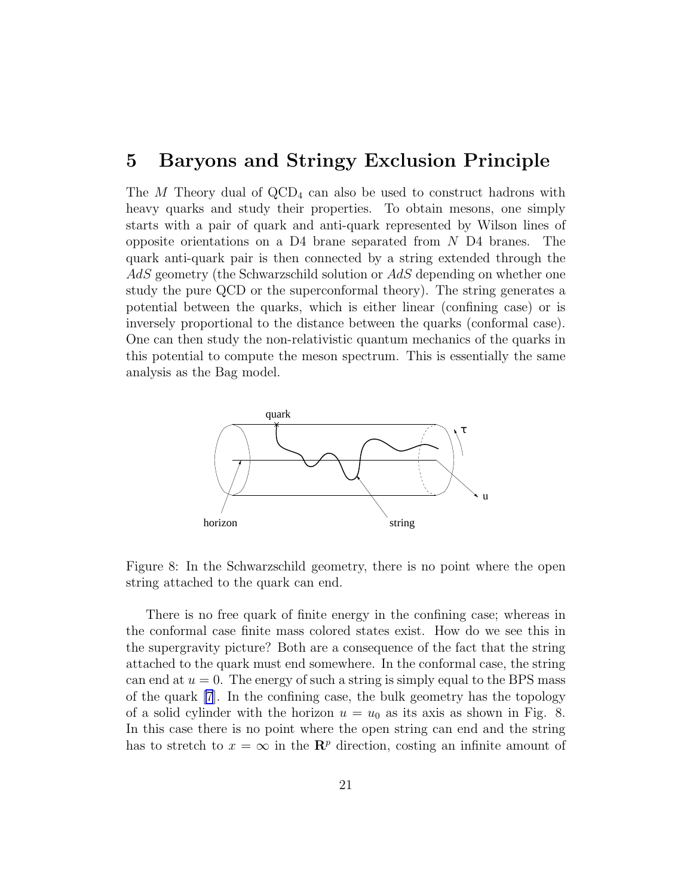# 5 Baryons and Stringy Exclusion Principle

The $M$ Theory dual of $QCD_4$ can also be used to construct hadrons with heavy quarks and study their properties. To obtain mesons, one simply starts with a pair of quark and anti-quark represented by Wilson lines of opposite orientations on a D4 brane separated from $N$ D4 branes. The quark anti-quark pair is then connected by a string extended through the $AdS$ geometry (the Schwarzschild solution or $AdS$ depending on whether one study the pure QCD or the superconformal theory). The string generates a potential between the quarks, which is either linear (confining case) or is inversely proportional to the distance between the quarks (conformal case). One can then study the non-relativistic quantum mechanics of the quarks in this potential to compute the meson spectrum. This is essentially the same analysis as the Bag model.

Figure 8: In the Schwarzschild geometry, there is no point where the open string attached to the quark can end.

There is no free quark of finite energy in the confining case; whereas in the conformal case finite mass colored states exist. How do we see this in the supergravity picture? Both are a consequence of the fact that the string attached to the quark must end somewhere. In the conformal case, the string can end at $u = 0$. The energy of such a string is simply equal to the BPS mass of the quark [7]. In the confining case, the bulk geometry has the topology of a solid cylinder with the horizon $u = u_0$ as its axis as shown in Fig. 8. In this case there is no point where the open string can end and the string has to stretch to $x = \infty$ in the $\mathbf{R}^p$ direction, costing an infinite amount of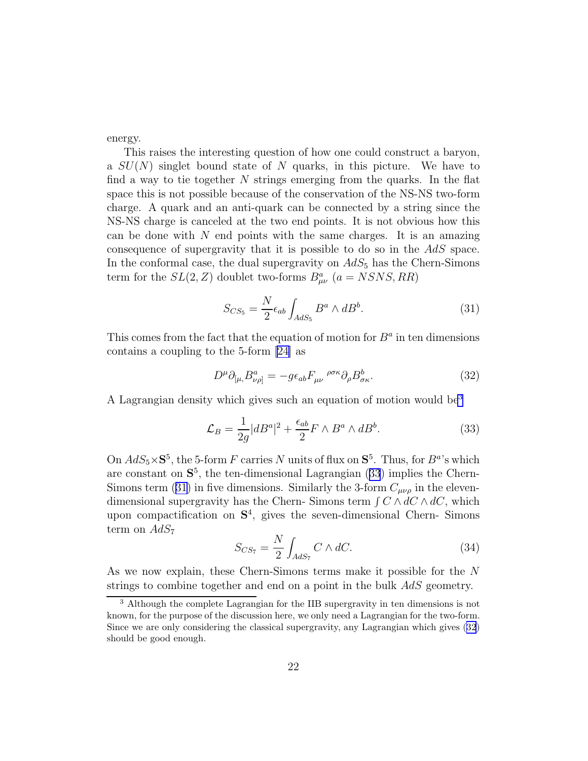energy.

This raises the interesting question of how one could construct a baryon, a $SU(N)$ singlet bound state of $N$ quarks, in this picture. We have to find a way to tie together $N$ strings emerging from the quarks. In the flat space this is not possible because of the conservation of the NS-NS two-form charge. A quark and an anti-quark can be connected by a string since the NS-NS charge is canceled at the two end points. It is not obvious how this can be done with $N$ end points with the same charges. It is an amazing consequence of supergravity that it is possible to do so in the $AdS$ space. In the conformal case, the dual supergravity on $AdS_5$ has the Chern-Simons term for the $SL(2,Z)$ doublet two-forms $B^a_{\mu\nu}$ $(a = NSNS, RR)$

$$S_{CS_5} = \frac{N}{2}\epsilon_{ab}\int_{AdS_5} B^a \wedge dB^b. \tag{31}$$

This comes from the fact that the equation of motion for $B^a$ in ten dimensions contains a coupling to the 5-form [24] as

$$D^\mu \partial_{[\mu,} B^a_{\nu\rho]} = -g\epsilon_{ab} F_{\mu\nu}{}^{\rho\sigma\kappa}\partial_\rho B^b_{\sigma\kappa}. \tag{32}$$

A Lagrangian density which gives such an equation of motion would be[3]

$$\mathcal{L}_B = \frac{1}{2g}|dB^a|^2 + \frac{\epsilon_{ab}}{2} F \wedge B^a \wedge dB^b. \tag{33}$$

On $AdS_5 \times \mathbf{S}^5$, the 5-form $F$ carries $N$ units of flux on $\mathbf{S}^5$. Thus, for $B^a$'s which are constant on $\mathbf{S}^5$, the ten-dimensional Lagrangian (33) implies the Chern-Simons term (31) in five dimensions. Similarly the 3-form $C_{\mu\nu\rho}$ in the eleven-dimensional supergravity has the Chern- Simons term $\int C \wedge dC \wedge dC$, which upon compactification on $\mathbf{S}^4$, gives the seven-dimensional Chern- Simons term on $AdS_7$

$$S_{CS_7} = \frac{N}{2}\int_{AdS_7} C \wedge dC. \tag{34}$$

As we now explain, these Chern-Simons terms make it possible for the $N$ strings to combine together and end on a point in the bulk $AdS$ geometry.

[3] Although the complete Lagrangian for the IIB supergravity in ten dimensions is not known, for the purpose of the discussion here, we only need a Lagrangian for the two-form. Since we are only considering the classical supergravity, any Lagrangian which gives (32) should be good enough.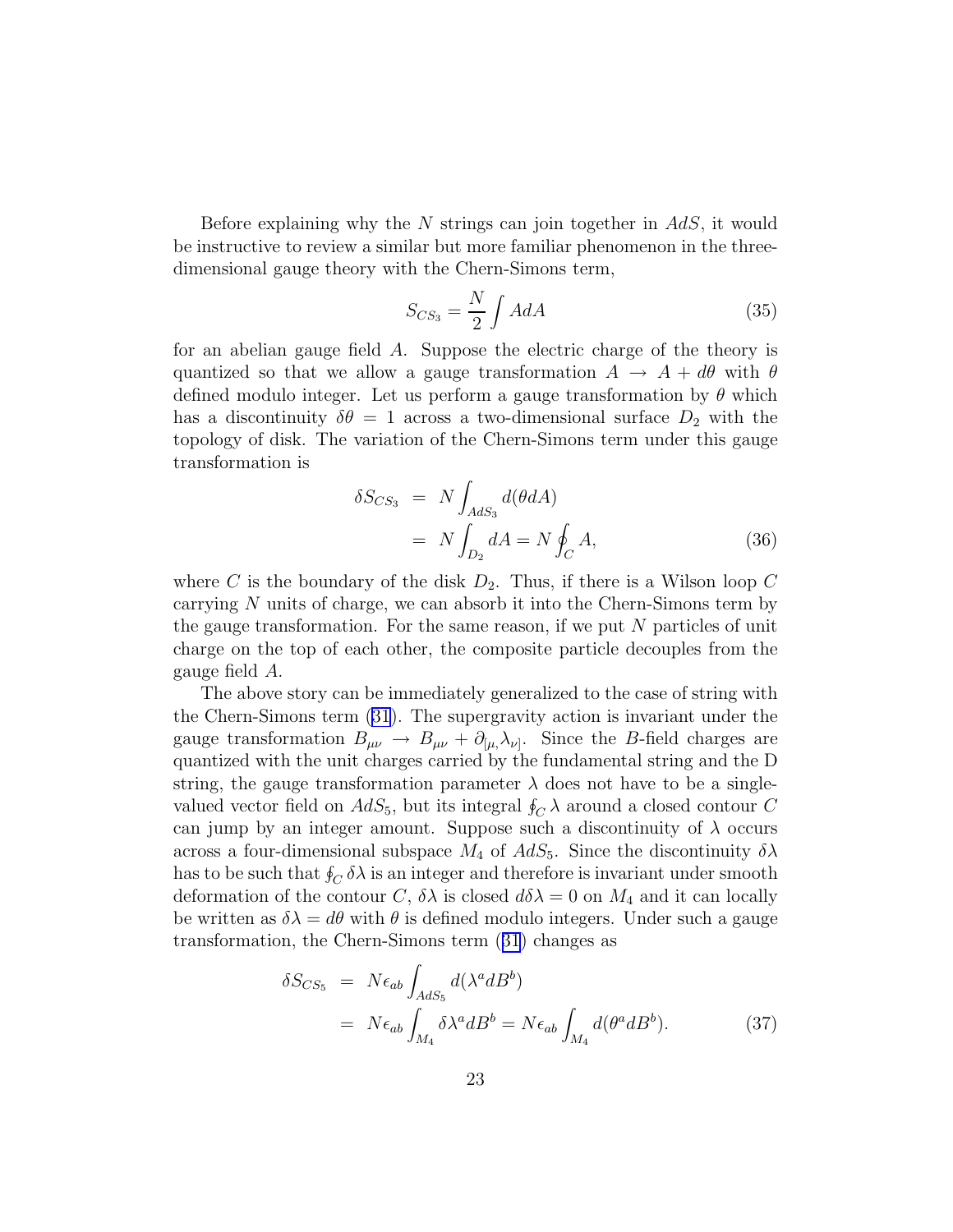Before explaining why the $N$ strings can join together in $AdS$, it would be instructive to review a similar but more familiar phenomenon in the three-dimensional gauge theory with the Chern-Simons term,

$$S_{CS_3} = \frac{N}{2} \int AdA \tag{35}$$

for an abelian gauge field $A$. Suppose the electric charge of the theory is quantized so that we allow a gauge transformation $A \rightarrow A + d\theta$ with $\theta$ defined modulo integer. Let us perform a gauge transformation by $\theta$ which has a discontinuity $\delta\theta = 1$ across a two-dimensional surface $D_2$ with the topology of disk. The variation of the Chern-Simons term under this gauge transformation is

$$\begin{aligned} \delta S_{CS_3} &= N \int_{AdS_3} d(\theta dA) \\ &= N \int_{D_2} dA = N \oint_C A, \end{aligned} \tag{36}$$

where $C$ is the boundary of the disk $D_2$. Thus, if there is a Wilson loop $C$ carrying $N$ units of charge, we can absorb it into the Chern-Simons term by the gauge transformation. For the same reason, if we put $N$ particles of unit charge on the top of each other, the composite particle decouples from the gauge field $A$.

The above story can be immediately generalized to the case of string with the Chern-Simons term (31). The supergravity action is invariant under the gauge transformation $B_{\mu\nu} \rightarrow B_{\mu\nu} + \partial_{[\mu,}\lambda_{\nu]}$. Since the $B$-field charges are quantized with the unit charges carried by the fundamental string and the D string, the gauge transformation parameter $\lambda$ does not have to be a single-valued vector field on $AdS_5$, but its integral $\oint_C \lambda$ around a closed contour $C$ can jump by an integer amount. Suppose such a discontinuity of $\lambda$ occurs across a four-dimensional subspace $M_4$ of $AdS_5$. Since the discontinuity $\delta\lambda$ has to be such that $\oint_C \delta\lambda$ is an integer and therefore is invariant under smooth deformation of the contour $C$, $\delta\lambda$ is closed $d\delta\lambda = 0$ on $M_4$ and it can locally be written as $\delta\lambda = d\theta$ with $\theta$ is defined modulo integers. Under such a gauge transformation, the Chern-Simons term (31) changes as

$$\begin{aligned} \delta S_{CS_5} &= N\epsilon_{ab} \int_{AdS_5} d(\lambda^a dB^b) \\ &= N\epsilon_{ab} \int_{M_4} \delta\lambda^a dB^b = N\epsilon_{ab} \int_{M_4} d(\theta^a dB^b). \end{aligned} \tag{37}$$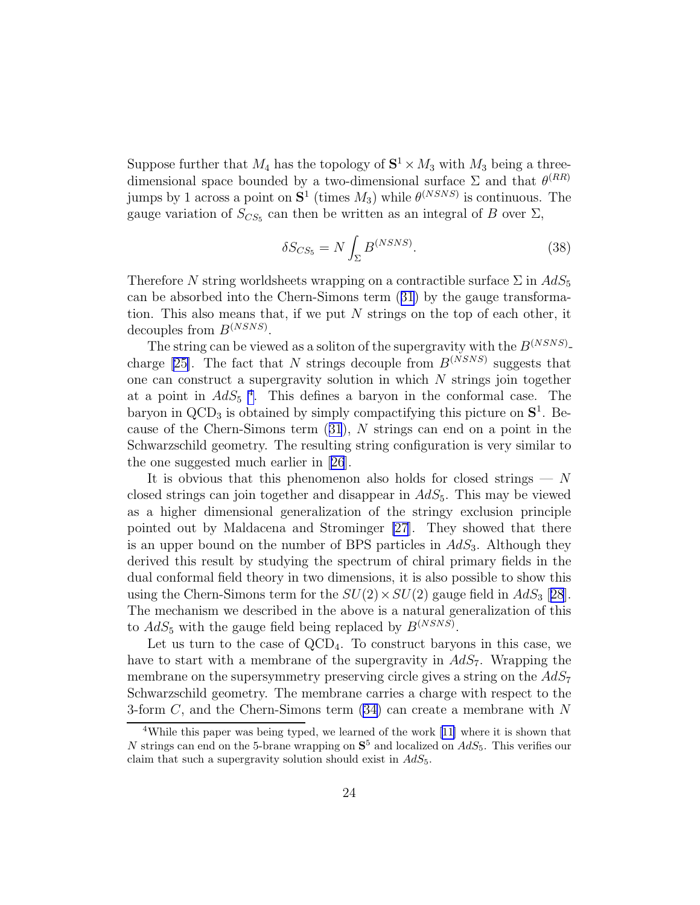Suppose further that $M_4$ has the topology of $\mathbf{S}^1 \times M_3$ with $M_3$ being a three-dimensional space bounded by a two-dimensional surface $\Sigma$ and that $\theta^{(RR)}$ jumps by 1 across a point on $\mathbf{S}^1$ (times $M_3$) while $\theta^{(NSNS)}$ is continuous. The gauge variation of $S_{CS_5}$ can then be written as an integral of $B$ over $\Sigma$,

$$\delta S_{CS_5} = N \int_\Sigma B^{(NSNS)}. \tag{38}$$

Therefore $N$ string worldsheets wrapping on a contractible surface $\Sigma$ in $AdS_5$ can be absorbed into the Chern-Simons term (31) by the gauge transformation. This also means that, if we put $N$ strings on the top of each other, it decouples from $B^{(NSNS)}$.

The string can be viewed as a soliton of the supergravity with the $B^{(NSNS)}$-charge [25]. The fact that $N$ strings decouple from $B^{(NSNS)}$ suggests that one can construct a supergravity solution in which $N$ strings join together at a point in $AdS_5$ [4]. This defines a baryon in the conformal case. The baryon in $\mathrm{QCD}_3$ is obtained by simply compactifying this picture on $\mathbf{S}^1$. Because of the Chern-Simons term (31), $N$ strings can end on a point in the Schwarzschild geometry. The resulting string configuration is very similar to the one suggested much earlier in [26].

It is obvious that this phenomenon also holds for closed strings — $N$ closed strings can join together and disappear in $AdS_5$. This may be viewed as a higher dimensional generalization of the stringy exclusion principle pointed out by Maldacena and Strominger [27]. They showed that there is an upper bound on the number of BPS particles in $AdS_3$. Although they derived this result by studying the spectrum of chiral primary fields in the dual conformal field theory in two dimensions, it is also possible to show this using the Chern-Simons term for the $SU(2) \times SU(2)$ gauge field in $AdS_3$ [28]. The mechanism we described in the above is a natural generalization of this to $AdS_5$ with the gauge field being replaced by $B^{(NSNS)}$.

Let us turn to the case of $\mathrm{QCD}_4$. To construct baryons in this case, we have to start with a membrane of the supergravity in $AdS_7$. Wrapping the membrane on the supersymmetry preserving circle gives a string on the $AdS_7$ Schwarzschild geometry. The membrane carries a charge with respect to the 3-form $C$, and the Chern-Simons term (34) can create a membrane with $N$

[4] While this paper was being typed, we learned of the work [11] where it is shown that $N$ strings can end on the 5-brane wrapping on $\mathbf{S}^5$ and localized on $AdS_5$. This verifies our claim that such a supergravity solution should exist in $AdS_5$.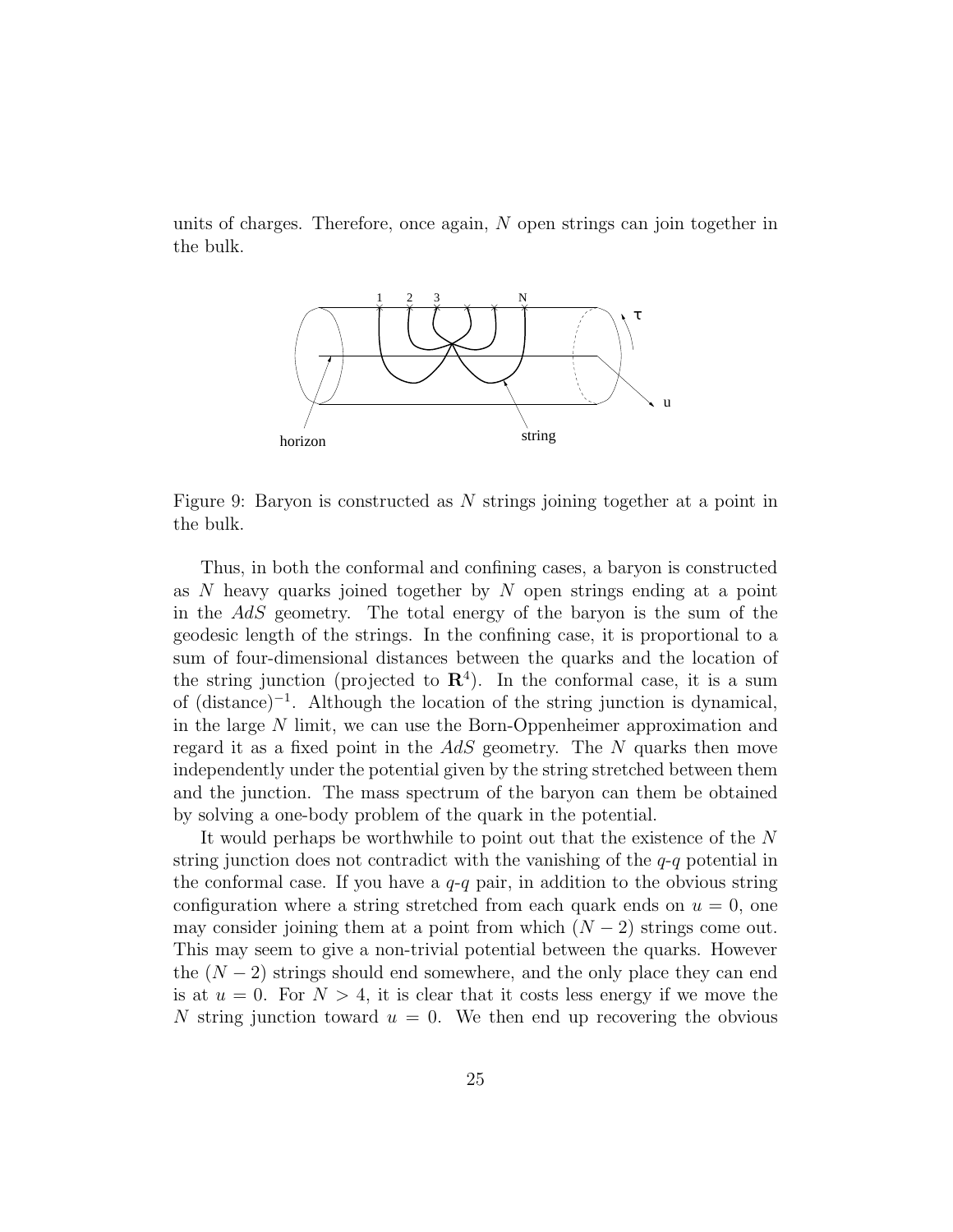units of charges. Therefore, once again, $N$ open strings can join together in the bulk.

Figure 9: Baryon is constructed as $N$ strings joining together at a point in the bulk.

Thus, in both the conformal and confining cases, a baryon is constructed as $N$ heavy quarks joined together by $N$ open strings ending at a point in the $AdS$ geometry. The total energy of the baryon is the sum of the geodesic length of the strings. In the confining case, it is proportional to a sum of four-dimensional distances between the quarks and the location of the string junction (projected to $\mathbf{R}^4$). In the conformal case, it is a sum of $(\text{distance})^{-1}$. Although the location of the string junction is dynamical, in the large $N$ limit, we can use the Born-Oppenheimer approximation and regard it as a fixed point in the $AdS$ geometry. The $N$ quarks then move independently under the potential given by the string stretched between them and the junction. The mass spectrum of the baryon can them be obtained by solving a one-body problem of the quark in the potential.

It would perhaps be worthwhile to point out that the existence of the $N$ string junction does not contradict with the vanishing of the $q$-$q$ potential in the conformal case. If you have a $q$-$q$ pair, in addition to the obvious string configuration where a string stretched from each quark ends on $u = 0$, one may consider joining them at a point from which $(N-2)$ strings come out. This may seem to give a non-trivial potential between the quarks. However the $(N-2)$ strings should end somewhere, and the only place they can end is at $u = 0$. For $N > 4$, it is clear that it costs less energy if we move the $N$ string junction toward $u = 0$. We then end up recovering the obvious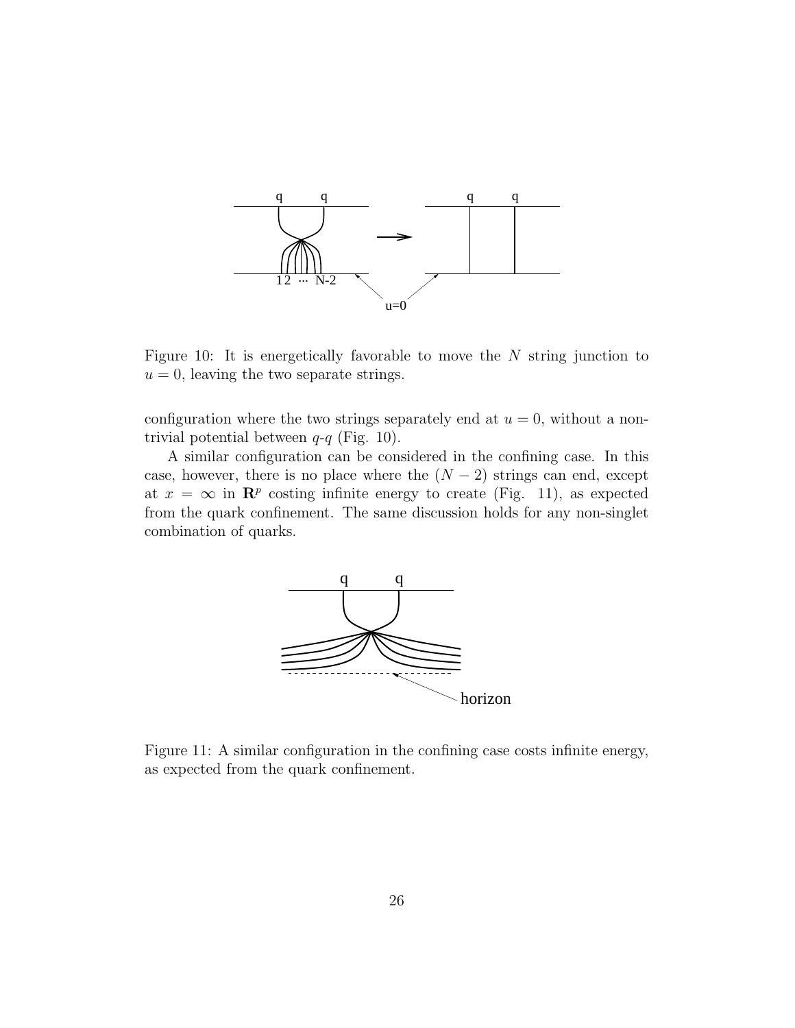Figure 10: It is energetically favorable to move the $N$ string junction to $u = 0$, leaving the two separate strings.

configuration where the two strings separately end at $u = 0$, without a non-trivial potential between $q$-$q$ (Fig. 10).

A similar configuration can be considered in the confining case. In this case, however, there is no place where the $(N-2)$ strings can end, except at $x = \infty$ in $\mathbf{R}^p$ costing infinite energy to create (Fig. 11), as expected from the quark confinement. The same discussion holds for any non-singlet combination of quarks.

Figure 11: A similar configuration in the confining case costs infinite energy, as expected from the quark confinement.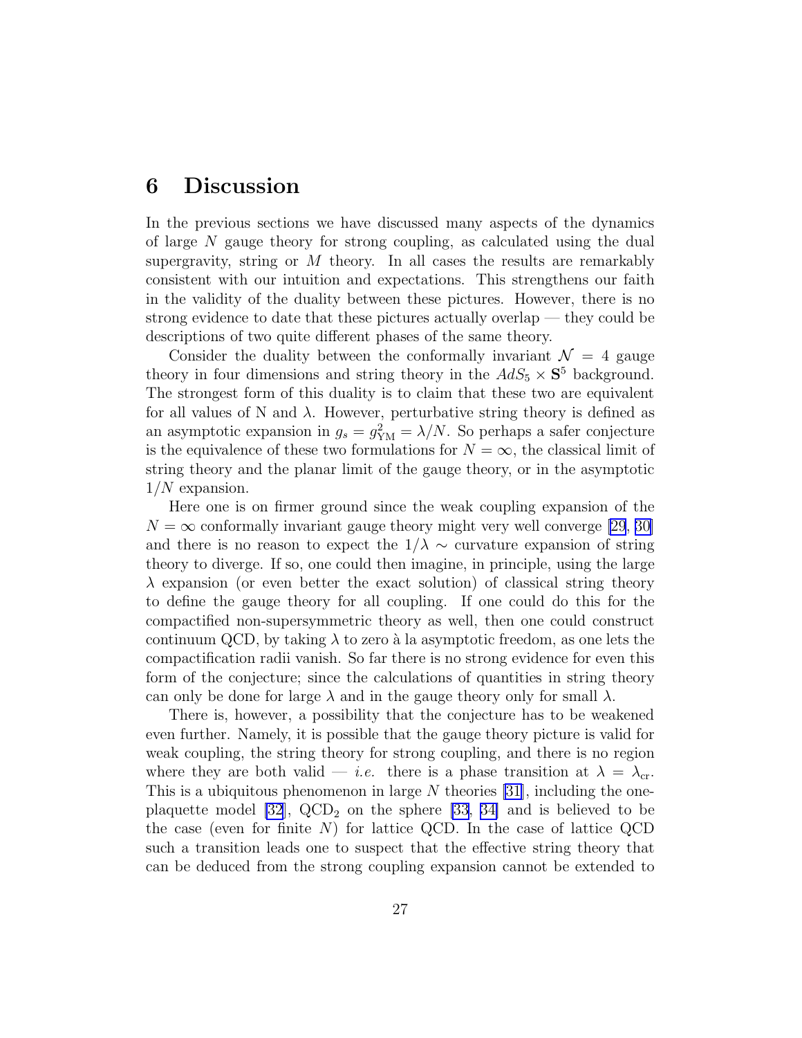# 6 Discussion

In the previous sections we have discussed many aspects of the dynamics of large $N$ gauge theory for strong coupling, as calculated using the dual supergravity, string or $M$ theory. In all cases the results are remarkably consistent with our intuition and expectations. This strengthens our faith in the validity of the duality between these pictures. However, there is no strong evidence to date that these pictures actually overlap — they could be descriptions of two quite different phases of the same theory.

Consider the duality between the conformally invariant $\mathcal{N} = 4$ gauge theory in four dimensions and string theory in the $AdS_5 \times \mathbf{S}^5$ background. The strongest form of this duality is to claim that these two are equivalent for all values of N and $\lambda$. However, perturbative string theory is defined as an asymptotic expansion in $g_s = g_{\rm YM}^2 = \lambda/N$. So perhaps a safer conjecture is the equivalence of these two formulations for $N = \infty$, the classical limit of string theory and the planar limit of the gauge theory, or in the asymptotic $1/N$ expansion.

Here one is on firmer ground since the weak coupling expansion of the $N = \infty$ conformally invariant gauge theory might very well converge [29, 30] and there is no reason to expect the $1/\lambda \sim$ curvature expansion of string theory to diverge. If so, one could then imagine, in principle, using the large $\lambda$ expansion (or even better the exact solution) of classical string theory to define the gauge theory for all coupling. If one could do this for the compactified non-supersymmetric theory as well, then one could construct continuum QCD, by taking $\lambda$ to zero à la asymptotic freedom, as one lets the compactification radii vanish. So far there is no strong evidence for even this form of the conjecture; since the calculations of quantities in string theory can only be done for large $\lambda$ and in the gauge theory only for small $\lambda$.

There is, however, a possibility that the conjecture has to be weakened even further. Namely, it is possible that the gauge theory picture is valid for weak coupling, the string theory for strong coupling, and there is no region where they are both valid — *i.e.* there is a phase transition at $\lambda = \lambda_{\rm cr}$. This is a ubiquitous phenomenon in large $N$ theories [31], including the one-plaquette model [32], $\mathrm{QCD}_2$ on the sphere [33, 34] and is believed to be the case (even for finite $N$) for lattice QCD. In the case of lattice QCD such a transition leads one to suspect that the effective string theory that can be deduced from the strong coupling expansion cannot be extended to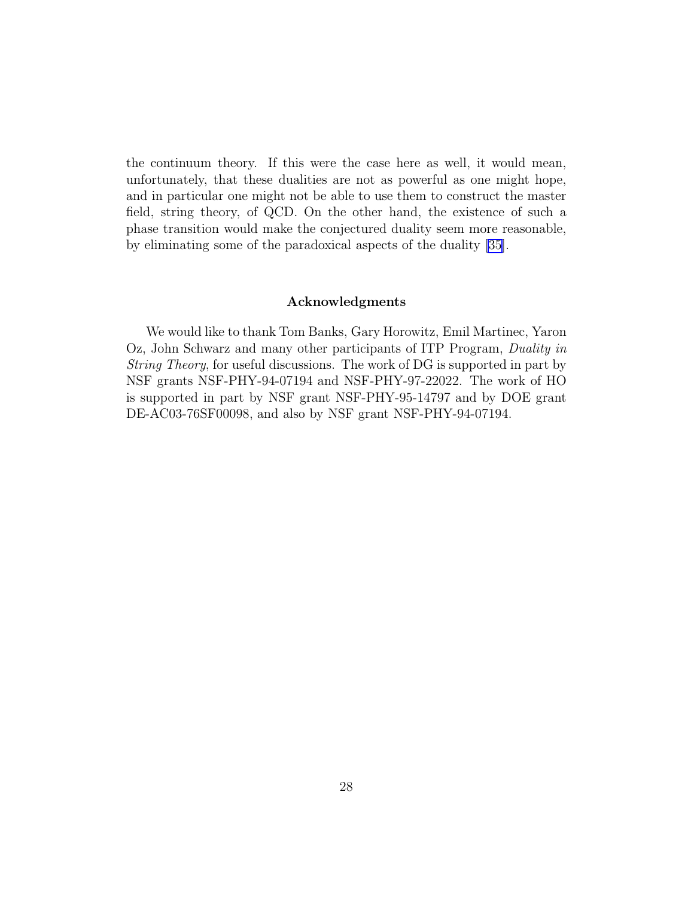the continuum theory. If this were the case here as well, it would mean, unfortunately, that these dualities are not as powerful as one might hope, and in particular one might not be able to use them to construct the master field, string theory, of QCD. On the other hand, the existence of such a phase transition would make the conjectured duality seem more reasonable, by eliminating some of the paradoxical aspects of the duality [35].

### Acknowledgments

We would like to thank Tom Banks, Gary Horowitz, Emil Martinec, Yaron Oz, John Schwarz and many other participants of ITP Program, *Duality in String Theory*, for useful discussions. The work of DG is supported in part by NSF grants NSF-PHY-94-07194 and NSF-PHY-97-22022. The work of HO is supported in part by NSF grant NSF-PHY-95-14797 and by DOE grant DE-AC03-76SF00098, and also by NSF grant NSF-PHY-94-07194.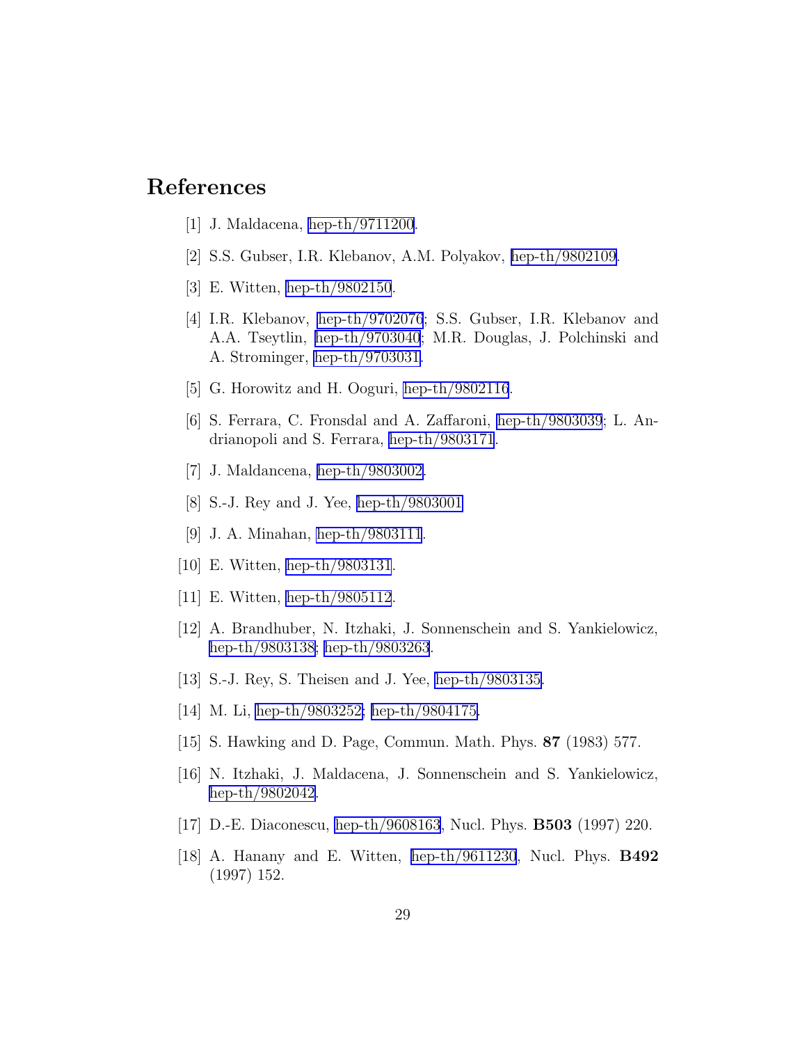# References

[1] J. Maldacena, hep-th/9711200.

[2] S.S. Gubser, I.R. Klebanov, A.M. Polyakov, hep-th/9802109.

[3] E. Witten, hep-th/9802150.

[4] I.R. Klebanov, hep-th/9702076; S.S. Gubser, I.R. Klebanov and A.A. Tseytlin, hep-th/9703040; M.R. Douglas, J. Polchinski and A. Strominger, hep-th/9703031.

[5] G. Horowitz and H. Ooguri, hep-th/9802116.

[6] S. Ferrara, C. Fronsdal and A. Zaffaroni, hep-th/9803039; L. Andrianopoli and S. Ferrara, hep-th/9803171.

[7] J. Maldancena, hep-th/9803002.

[8] S.-J. Rey and J. Yee, hep-th/9803001

[9] J. A. Minahan, hep-th/9803111.

[10] E. Witten, hep-th/9803131.

[11] E. Witten, hep-th/9805112.

[12] A. Brandhuber, N. Itzhaki, J. Sonnenschein and S. Yankielowicz, hep-th/9803138; hep-th/9803263.

[13] S.-J. Rey, S. Theisen and J. Yee, hep-th/9803135.

[14] M. Li, hep-th/9803252; hep-th/9804175.

[15] S. Hawking and D. Page, Commun. Math. Phys. **87** (1983) 577.

[16] N. Itzhaki, J. Maldacena, J. Sonnenschein and S. Yankielowicz, hep-th/9802042.

[17] D.-E. Diaconescu, hep-th/9608163, Nucl. Phys. **B503** (1997) 220.

[18] A. Hanany and E. Witten, hep-th/9611230, Nucl. Phys. **B492** (1997) 152.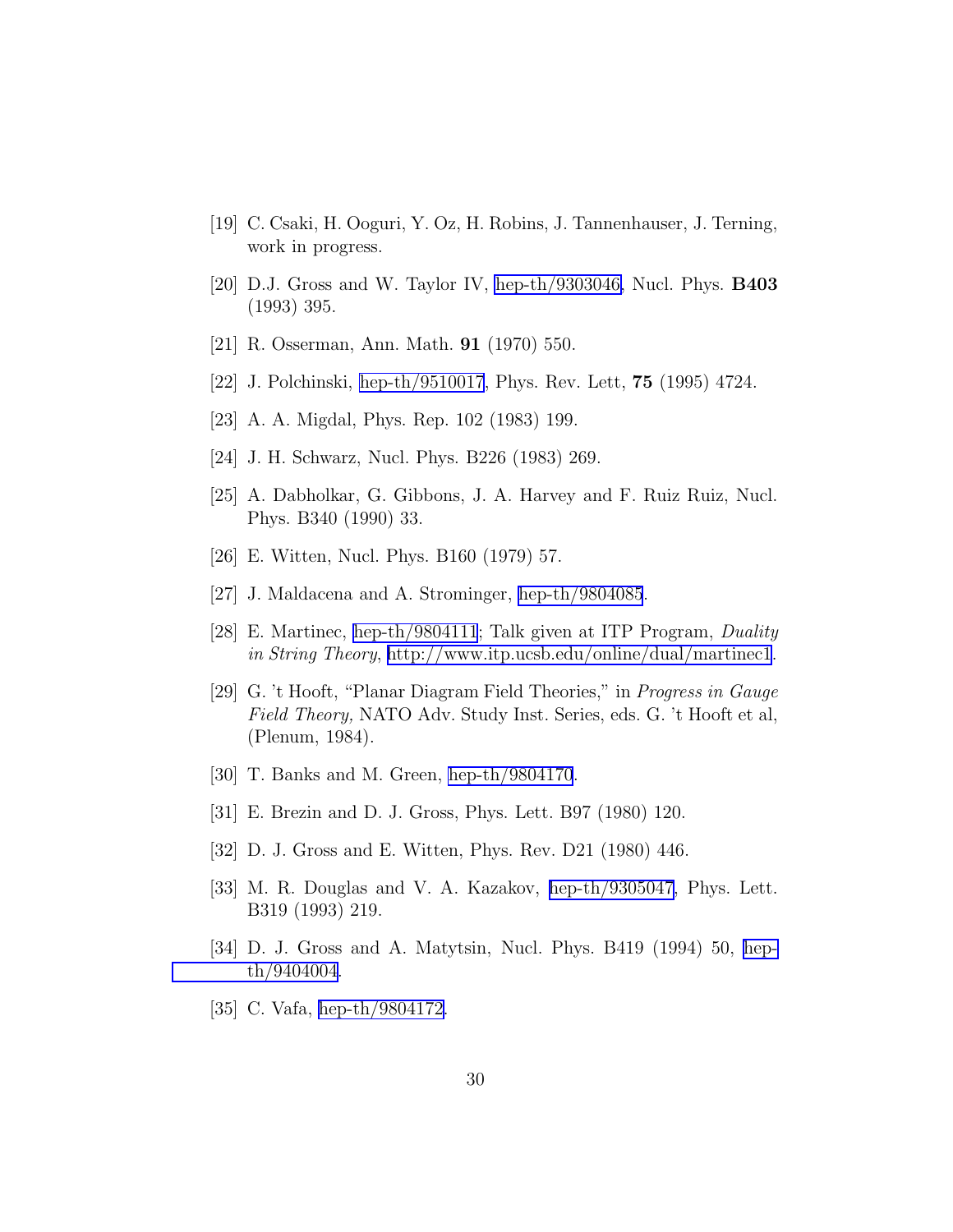[19] C. Csaki, H. Ooguri, Y. Oz, H. Robins, J. Tannenhauser, J. Terning, work in progress.

[20] D.J. Gross and W. Taylor IV, hep-th/9303046, Nucl. Phys. **B403** (1993) 395.

[21] R. Osserman, Ann. Math. **91** (1970) 550.

[22] J. Polchinski, hep-th/9510017, Phys. Rev. Lett, **75** (1995) 4724.

[23] A. A. Migdal, Phys. Rep. 102 (1983) 199.

[24] J. H. Schwarz, Nucl. Phys. B226 (1983) 269.

[25] A. Dabholkar, G. Gibbons, J. A. Harvey and F. Ruiz Ruiz, Nucl. Phys. B340 (1990) 33.

[26] E. Witten, Nucl. Phys. B160 (1979) 57.

[27] J. Maldacena and A. Strominger, hep-th/9804085.

[28] E. Martinec, hep-th/9804111; Talk given at ITP Program, *Duality in String Theory*, http://www.itp.ucsb.edu/online/dual/martinec1.

[29] G. 't Hooft, "Planar Diagram Field Theories," in *Progress in Gauge Field Theory,* NATO Adv. Study Inst. Series, eds. G. 't Hooft et al, (Plenum, 1984).

[30] T. Banks and M. Green, hep-th/9804170.

[31] E. Brezin and D. J. Gross, Phys. Lett. B97 (1980) 120.

[32] D. J. Gross and E. Witten, Phys. Rev. D21 (1980) 446.

[33] M. R. Douglas and V. A. Kazakov, hep-th/9305047, Phys. Lett. B319 (1993) 219.

[34] D. J. Gross and A. Matytsin, Nucl. Phys. B419 (1994) 50, hep-th/9404004.

[35] C. Vafa, hep-th/9804172.